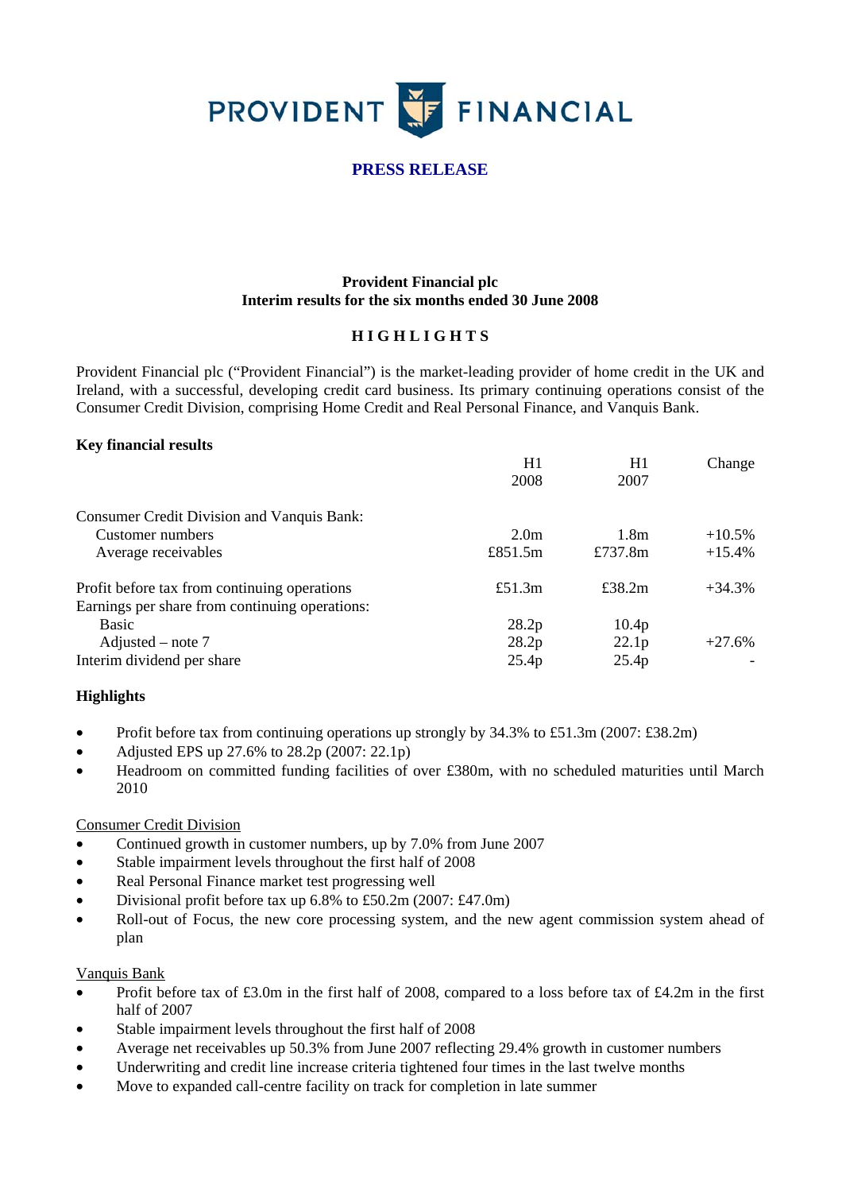# PROVIDENT FINANCIAL

**PRESS RELEASE**

**Provident Financial plc**
**Interim results for the six months ended 30 June 2008**

## HIGHLIGHTS

Provident Financial plc ("Provident Financial") is the market-leading provider of home credit in the UK and Ireland, with a successful, developing credit card business. Its primary continuing operations consist of the Consumer Credit Division, comprising Home Credit and Real Personal Finance, and Vanquis Bank.

**Key financial results**

| | H1 2008 | H1 2007 | Change |
|---|---|---|---|
| Consumer Credit Division and Vanquis Bank: | | | |
| Customer numbers | 2.0m | 1.8m | +10.5% |
| Average receivables | £851.5m | £737.8m | +15.4% |
| | | | |
| Profit before tax from continuing operations | £51.3m | £38.2m | +34.3% |
| Earnings per share from continuing operations: | | | |
| Basic | 28.2p | 10.4p | |
| Adjusted – note 7 | 28.2p | 22.1p | +27.6% |
| Interim dividend per share | 25.4p | 25.4p | - |

**Highlights**

- Profit before tax from continuing operations up strongly by 34.3% to £51.3m (2007: £38.2m)
- Adjusted EPS up 27.6% to 28.2p (2007: 22.1p)
- Headroom on committed funding facilities of over £380m, with no scheduled maturities until March 2010

Consumer Credit Division

- Continued growth in customer numbers, up by 7.0% from June 2007
- Stable impairment levels throughout the first half of 2008
- Real Personal Finance market test progressing well
- Divisional profit before tax up 6.8% to £50.2m (2007: £47.0m)
- Roll-out of Focus, the new core processing system, and the new agent commission system ahead of plan

Vanquis Bank

- Profit before tax of £3.0m in the first half of 2008, compared to a loss before tax of £4.2m in the first half of 2007
- Stable impairment levels throughout the first half of 2008
- Average net receivables up 50.3% from June 2007 reflecting 29.4% growth in customer numbers
- Underwriting and credit line increase criteria tightened four times in the last twelve months
- Move to expanded call-centre facility on track for completion in late summer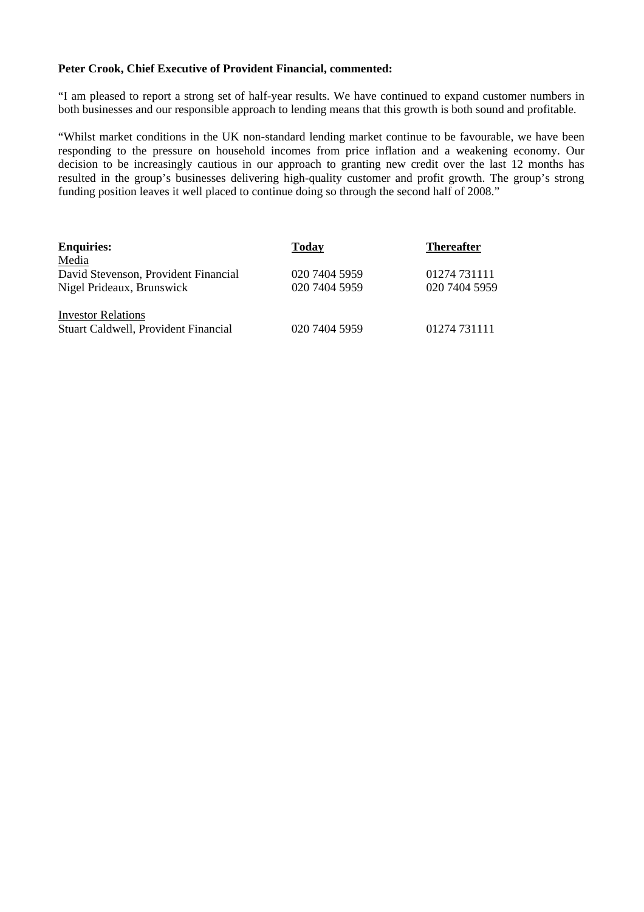**Peter Crook, Chief Executive of Provident Financial, commented:**

"I am pleased to report a strong set of half-year results. We have continued to expand customer numbers in both businesses and our responsible approach to lending means that this growth is both sound and profitable.

"Whilst market conditions in the UK non-standard lending market continue to be favourable, we have been responding to the pressure on household incomes from price inflation and a weakening economy. Our decision to be increasingly cautious in our approach to granting new credit over the last 12 months has resulted in the group's businesses delivering high-quality customer and profit growth. The group's strong funding position leaves it well placed to continue doing so through the second half of 2008."

| **Enquiries:** | **Today** | **Thereafter** |
|---|---|---|
| Media | | |
| David Stevenson, Provident Financial | 020 7404 5959 | 01274 731111 |
| Nigel Prideaux, Brunswick | 020 7404 5959 | 020 7404 5959 |
| | | |
| Investor Relations | | |
| Stuart Caldwell, Provident Financial | 020 7404 5959 | 01274 731111 |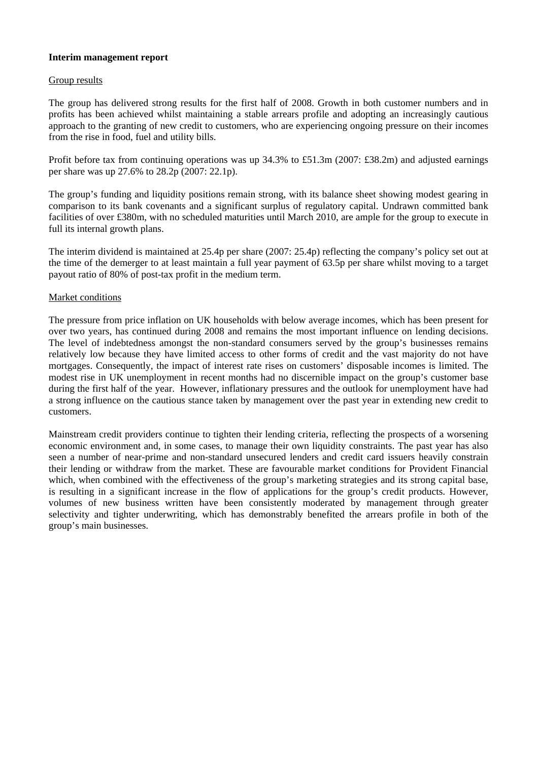**Interim management report**

Group results

The group has delivered strong results for the first half of 2008. Growth in both customer numbers and in profits has been achieved whilst maintaining a stable arrears profile and adopting an increasingly cautious approach to the granting of new credit to customers, who are experiencing ongoing pressure on their incomes from the rise in food, fuel and utility bills.

Profit before tax from continuing operations was up 34.3% to £51.3m (2007: £38.2m) and adjusted earnings per share was up 27.6% to 28.2p (2007: 22.1p).

The group's funding and liquidity positions remain strong, with its balance sheet showing modest gearing in comparison to its bank covenants and a significant surplus of regulatory capital. Undrawn committed bank facilities of over £380m, with no scheduled maturities until March 2010, are ample for the group to execute in full its internal growth plans.

The interim dividend is maintained at 25.4p per share (2007: 25.4p) reflecting the company's policy set out at the time of the demerger to at least maintain a full year payment of 63.5p per share whilst moving to a target payout ratio of 80% of post-tax profit in the medium term.

Market conditions

The pressure from price inflation on UK households with below average incomes, which has been present for over two years, has continued during 2008 and remains the most important influence on lending decisions. The level of indebtedness amongst the non-standard consumers served by the group's businesses remains relatively low because they have limited access to other forms of credit and the vast majority do not have mortgages. Consequently, the impact of interest rate rises on customers' disposable incomes is limited. The modest rise in UK unemployment in recent months had no discernible impact on the group's customer base during the first half of the year. However, inflationary pressures and the outlook for unemployment have had a strong influence on the cautious stance taken by management over the past year in extending new credit to customers.

Mainstream credit providers continue to tighten their lending criteria, reflecting the prospects of a worsening economic environment and, in some cases, to manage their own liquidity constraints. The past year has also seen a number of near-prime and non-standard unsecured lenders and credit card issuers heavily constrain their lending or withdraw from the market. These are favourable market conditions for Provident Financial which, when combined with the effectiveness of the group's marketing strategies and its strong capital base, is resulting in a significant increase in the flow of applications for the group's credit products. However, volumes of new business written have been consistently moderated by management through greater selectivity and tighter underwriting, which has demonstrably benefited the arrears profile in both of the group's main businesses.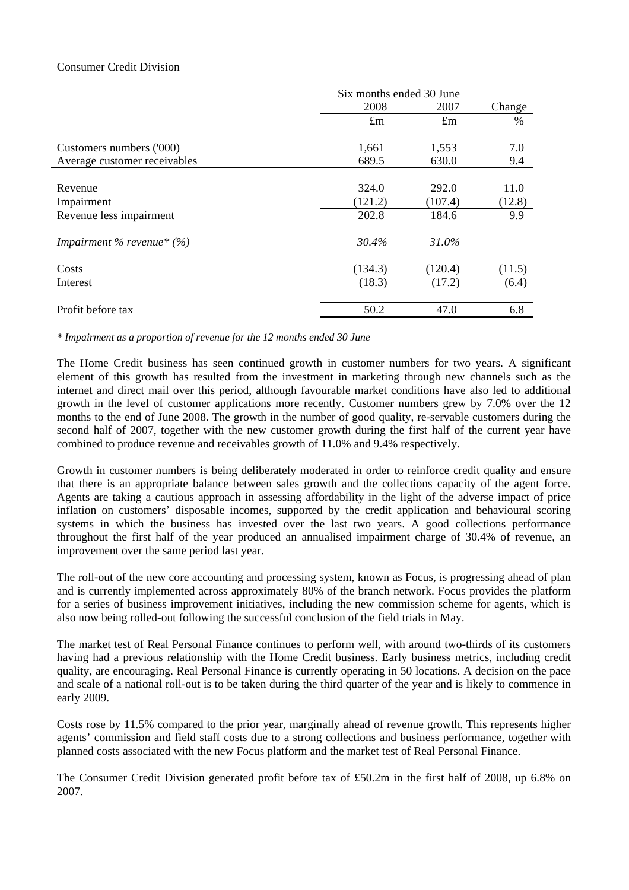Consumer Credit Division

| | Six months ended 30 June | | |
|---|---|---|---|
| | 2008 | 2007 | Change |
| | £m | £m | % |
| Customers numbers ('000) | 1,661 | 1,553 | 7.0 |
| Average customer receivables | 689.5 | 630.0 | 9.4 |
| Revenue | 324.0 | 292.0 | 11.0 |
| Impairment | (121.2) | (107.4) | (12.8) |
| Revenue less impairment | 202.8 | 184.6 | 9.9 |
| *Impairment % revenue* (%)* | *30.4%* | *31.0%* | |
| Costs | (134.3) | (120.4) | (11.5) |
| Interest | (18.3) | (17.2) | (6.4) |
| Profit before tax | 50.2 | 47.0 | 6.8 |

*\* Impairment as a proportion of revenue for the 12 months ended 30 June*

The Home Credit business has seen continued growth in customer numbers for two years. A significant element of this growth has resulted from the investment in marketing through new channels such as the internet and direct mail over this period, although favourable market conditions have also led to additional growth in the level of customer applications more recently. Customer numbers grew by 7.0% over the 12 months to the end of June 2008. The growth in the number of good quality, re-servable customers during the second half of 2007, together with the new customer growth during the first half of the current year have combined to produce revenue and receivables growth of 11.0% and 9.4% respectively.

Growth in customer numbers is being deliberately moderated in order to reinforce credit quality and ensure that there is an appropriate balance between sales growth and the collections capacity of the agent force. Agents are taking a cautious approach in assessing affordability in the light of the adverse impact of price inflation on customers' disposable incomes, supported by the credit application and behavioural scoring systems in which the business has invested over the last two years. A good collections performance throughout the first half of the year produced an annualised impairment charge of 30.4% of revenue, an improvement over the same period last year.

The roll-out of the new core accounting and processing system, known as Focus, is progressing ahead of plan and is currently implemented across approximately 80% of the branch network. Focus provides the platform for a series of business improvement initiatives, including the new commission scheme for agents, which is also now being rolled-out following the successful conclusion of the field trials in May.

The market test of Real Personal Finance continues to perform well, with around two-thirds of its customers having had a previous relationship with the Home Credit business. Early business metrics, including credit quality, are encouraging. Real Personal Finance is currently operating in 50 locations. A decision on the pace and scale of a national roll-out is to be taken during the third quarter of the year and is likely to commence in early 2009.

Costs rose by 11.5% compared to the prior year, marginally ahead of revenue growth. This represents higher agents' commission and field staff costs due to a strong collections and business performance, together with planned costs associated with the new Focus platform and the market test of Real Personal Finance.

The Consumer Credit Division generated profit before tax of £50.2m in the first half of 2008, up 6.8% on 2007.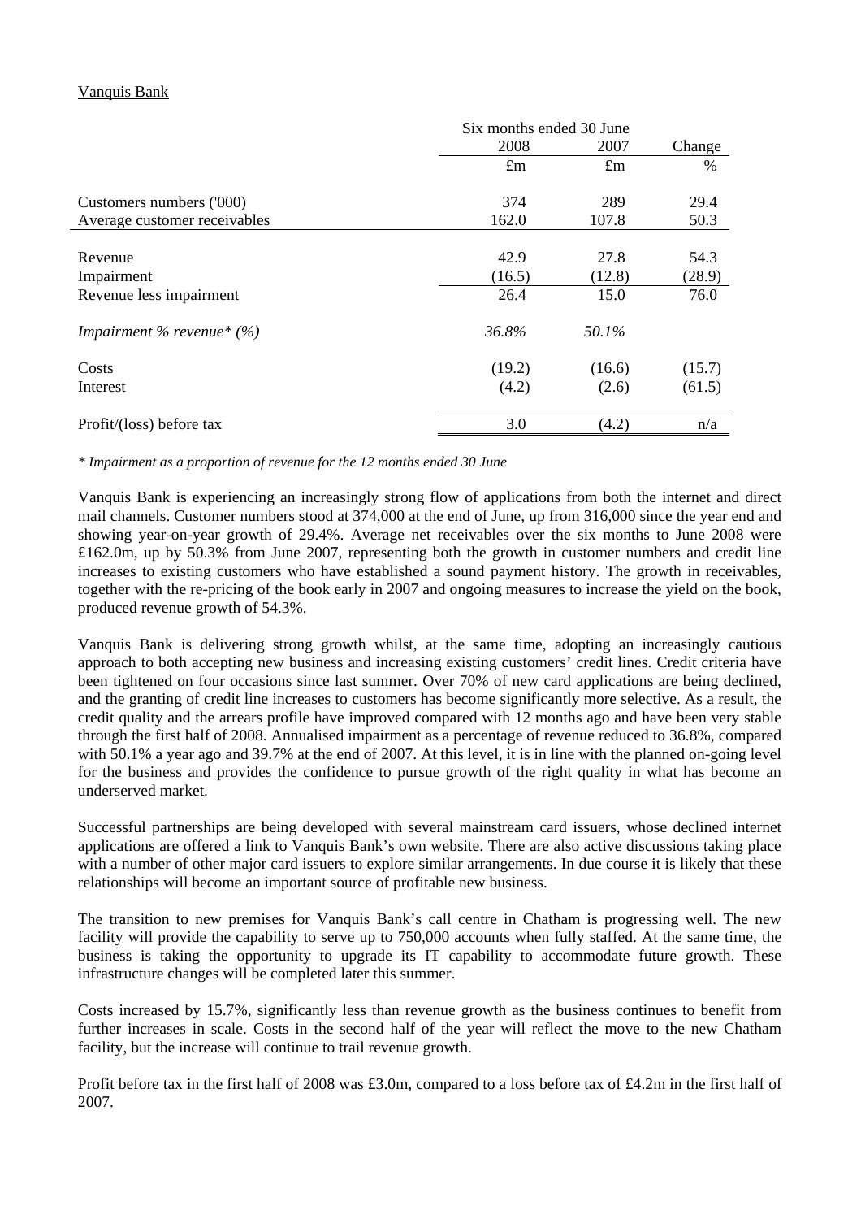Vanquis Bank

| | Six months ended 30 June | | |
|---|---|---|---|
| | 2008 | 2007 | Change |
| | £m | £m | % |
| Customers numbers ('000) | 374 | 289 | 29.4 |
| Average customer receivables | 162.0 | 107.8 | 50.3 |
| Revenue | 42.9 | 27.8 | 54.3 |
| Impairment | (16.5) | (12.8) | (28.9) |
| Revenue less impairment | 26.4 | 15.0 | 76.0 |
| *Impairment % revenue* (%)* | *36.8%* | *50.1%* | |
| Costs | (19.2) | (16.6) | (15.7) |
| Interest | (4.2) | (2.6) | (61.5) |
| Profit/(loss) before tax | 3.0 | (4.2) | n/a |

*\* Impairment as a proportion of revenue for the 12 months ended 30 June*

Vanquis Bank is experiencing an increasingly strong flow of applications from both the internet and direct mail channels. Customer numbers stood at 374,000 at the end of June, up from 316,000 since the year end and showing year-on-year growth of 29.4%. Average net receivables over the six months to June 2008 were £162.0m, up by 50.3% from June 2007, representing both the growth in customer numbers and credit line increases to existing customers who have established a sound payment history. The growth in receivables, together with the re-pricing of the book early in 2007 and ongoing measures to increase the yield on the book, produced revenue growth of 54.3%.

Vanquis Bank is delivering strong growth whilst, at the same time, adopting an increasingly cautious approach to both accepting new business and increasing existing customers' credit lines. Credit criteria have been tightened on four occasions since last summer. Over 70% of new card applications are being declined, and the granting of credit line increases to customers has become significantly more selective. As a result, the credit quality and the arrears profile have improved compared with 12 months ago and have been very stable through the first half of 2008. Annualised impairment as a percentage of revenue reduced to 36.8%, compared with 50.1% a year ago and 39.7% at the end of 2007. At this level, it is in line with the planned on-going level for the business and provides the confidence to pursue growth of the right quality in what has become an underserved market.

Successful partnerships are being developed with several mainstream card issuers, whose declined internet applications are offered a link to Vanquis Bank's own website. There are also active discussions taking place with a number of other major card issuers to explore similar arrangements. In due course it is likely that these relationships will become an important source of profitable new business.

The transition to new premises for Vanquis Bank's call centre in Chatham is progressing well. The new facility will provide the capability to serve up to 750,000 accounts when fully staffed. At the same time, the business is taking the opportunity to upgrade its IT capability to accommodate future growth. These infrastructure changes will be completed later this summer.

Costs increased by 15.7%, significantly less than revenue growth as the business continues to benefit from further increases in scale. Costs in the second half of the year will reflect the move to the new Chatham facility, but the increase will continue to trail revenue growth.

Profit before tax in the first half of 2008 was £3.0m, compared to a loss before tax of £4.2m in the first half of 2007.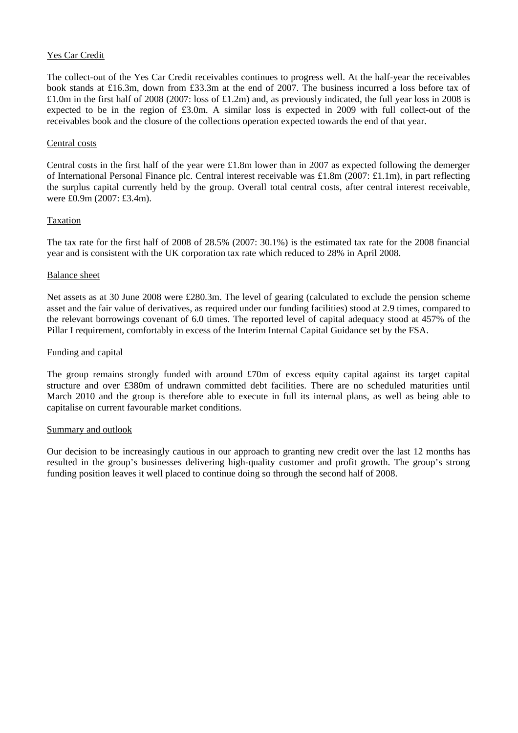Yes Car Credit

The collect-out of the Yes Car Credit receivables continues to progress well. At the half-year the receivables book stands at £16.3m, down from £33.3m at the end of 2007. The business incurred a loss before tax of £1.0m in the first half of 2008 (2007: loss of £1.2m) and, as previously indicated, the full year loss in 2008 is expected to be in the region of £3.0m. A similar loss is expected in 2009 with full collect-out of the receivables book and the closure of the collections operation expected towards the end of that year.

Central costs

Central costs in the first half of the year were £1.8m lower than in 2007 as expected following the demerger of International Personal Finance plc. Central interest receivable was £1.8m (2007: £1.1m), in part reflecting the surplus capital currently held by the group. Overall total central costs, after central interest receivable, were £0.9m (2007: £3.4m).

Taxation

The tax rate for the first half of 2008 of 28.5% (2007: 30.1%) is the estimated tax rate for the 2008 financial year and is consistent with the UK corporation tax rate which reduced to 28% in April 2008.

Balance sheet

Net assets as at 30 June 2008 were £280.3m. The level of gearing (calculated to exclude the pension scheme asset and the fair value of derivatives, as required under our funding facilities) stood at 2.9 times, compared to the relevant borrowings covenant of 6.0 times. The reported level of capital adequacy stood at 457% of the Pillar I requirement, comfortably in excess of the Interim Internal Capital Guidance set by the FSA.

Funding and capital

The group remains strongly funded with around £70m of excess equity capital against its target capital structure and over £380m of undrawn committed debt facilities. There are no scheduled maturities until March 2010 and the group is therefore able to execute in full its internal plans, as well as being able to capitalise on current favourable market conditions.

Summary and outlook

Our decision to be increasingly cautious in our approach to granting new credit over the last 12 months has resulted in the group's businesses delivering high-quality customer and profit growth. The group's strong funding position leaves it well placed to continue doing so through the second half of 2008.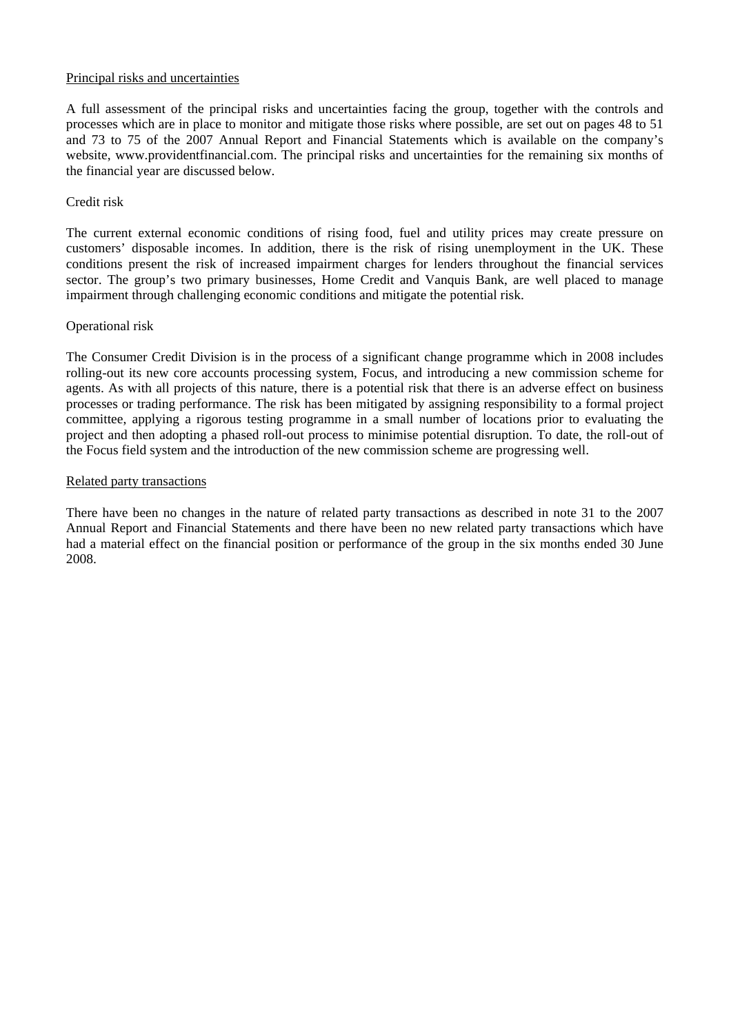## Principal risks and uncertainties

A full assessment of the principal risks and uncertainties facing the group, together with the controls and processes which are in place to monitor and mitigate those risks where possible, are set out on pages 48 to 51 and 73 to 75 of the 2007 Annual Report and Financial Statements which is available on the company's website, www.providentfinancial.com. The principal risks and uncertainties for the remaining six months of the financial year are discussed below.

### Credit risk

The current external economic conditions of rising food, fuel and utility prices may create pressure on customers' disposable incomes. In addition, there is the risk of rising unemployment in the UK. These conditions present the risk of increased impairment charges for lenders throughout the financial services sector. The group's two primary businesses, Home Credit and Vanquis Bank, are well placed to manage impairment through challenging economic conditions and mitigate the potential risk.

### Operational risk

The Consumer Credit Division is in the process of a significant change programme which in 2008 includes rolling-out its new core accounts processing system, Focus, and introducing a new commission scheme for agents. As with all projects of this nature, there is a potential risk that there is an adverse effect on business processes or trading performance. The risk has been mitigated by assigning responsibility to a formal project committee, applying a rigorous testing programme in a small number of locations prior to evaluating the project and then adopting a phased roll-out process to minimise potential disruption. To date, the roll-out of the Focus field system and the introduction of the new commission scheme are progressing well.

## Related party transactions

There have been no changes in the nature of related party transactions as described in note 31 to the 2007 Annual Report and Financial Statements and there have been no new related party transactions which have had a material effect on the financial position or performance of the group in the six months ended 30 June 2008.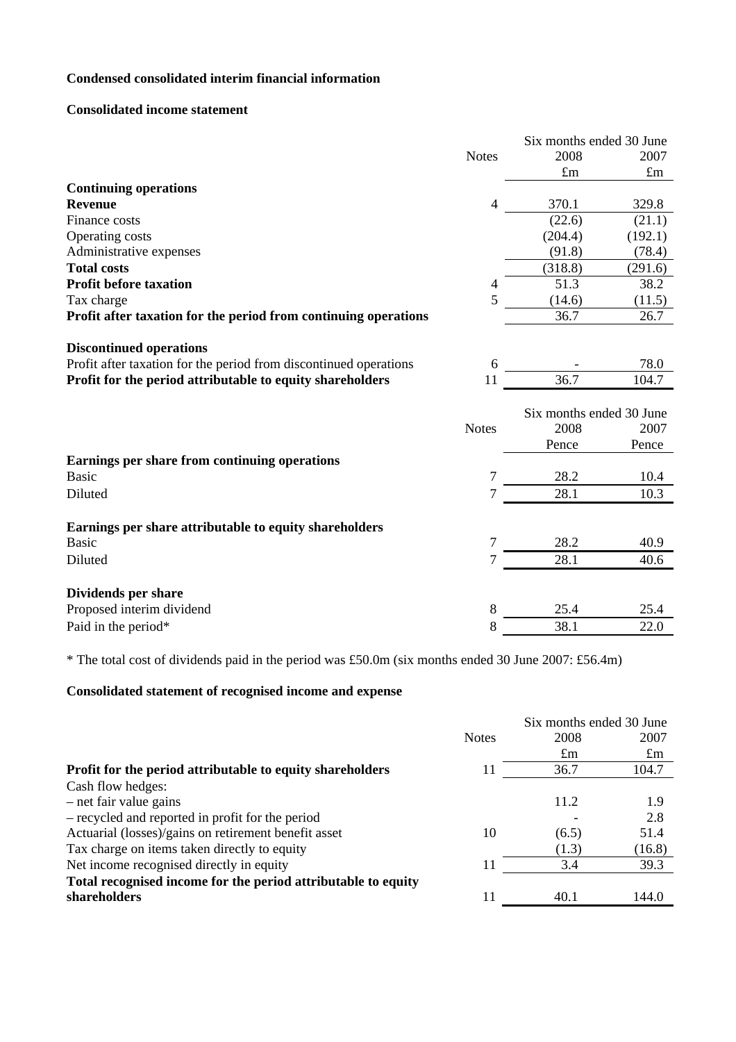**Condensed consolidated interim financial information**

**Consolidated income statement**

| | Notes | Six months ended 30 June 2008 £m | Six months ended 30 June 2007 £m |
|---|---|---|---|
| **Continuing operations** | | | |
| **Revenue** | 4 | 370.1 | 329.8 |
| Finance costs | | (22.6) | (21.1) |
| Operating costs | | (204.4) | (192.1) |
| Administrative expenses | | (91.8) | (78.4) |
| **Total costs** | | (318.8) | (291.6) |
| **Profit before taxation** | 4 | 51.3 | 38.2 |
| Tax charge | 5 | (14.6) | (11.5) |
| **Profit after taxation for the period from continuing operations** | | 36.7 | 26.7 |
| **Discontinued operations** | | | |
| Profit after taxation for the period from discontinued operations | 6 | - | 78.0 |
| **Profit for the period attributable to equity shareholders** | 11 | 36.7 | 104.7 |

| | Notes | Six months ended 30 June 2008 Pence | Six months ended 30 June 2007 Pence |
|---|---|---|---|
| **Earnings per share from continuing operations** | | | |
| Basic | 7 | 28.2 | 10.4 |
| Diluted | 7 | 28.1 | 10.3 |
| **Earnings per share attributable to equity shareholders** | | | |
| Basic | 7 | 28.2 | 40.9 |
| Diluted | 7 | 28.1 | 40.6 |
| **Dividends per share** | | | |
| Proposed interim dividend | 8 | 25.4 | 25.4 |
| Paid in the period* | 8 | 38.1 | 22.0 |

* The total cost of dividends paid in the period was £50.0m (six months ended 30 June 2007: £56.4m)

**Consolidated statement of recognised income and expense**

| | Notes | Six months ended 30 June 2008 £m | Six months ended 30 June 2007 £m |
|---|---|---|---|
| **Profit for the period attributable to equity shareholders** | 11 | 36.7 | 104.7 |
| Cash flow hedges: | | | |
| – net fair value gains | | 11.2 | 1.9 |
| – recycled and reported in profit for the period | | - | 2.8 |
| Actuarial (losses)/gains on retirement benefit asset | 10 | (6.5) | 51.4 |
| Tax charge on items taken directly to equity | | (1.3) | (16.8) |
| Net income recognised directly in equity | 11 | 3.4 | 39.3 |
| **Total recognised income for the period attributable to equity shareholders** | 11 | 40.1 | 144.0 |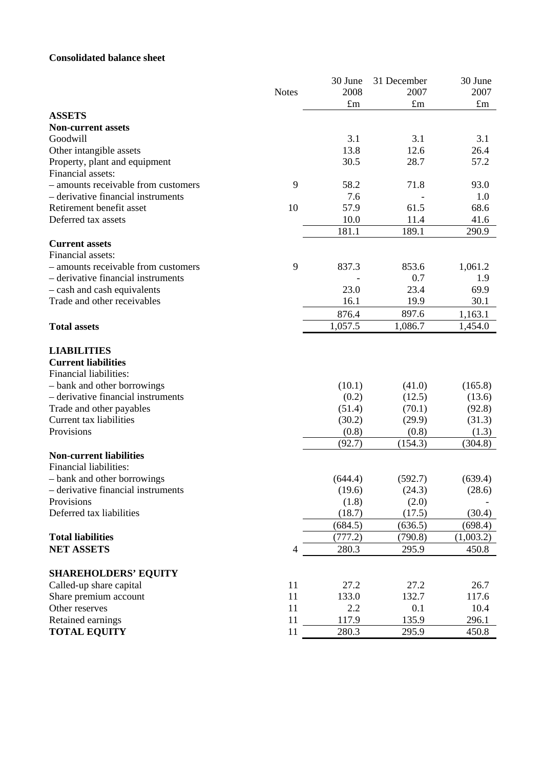**Consolidated balance sheet**

| | Notes | 30 June 2008 £m | 31 December 2007 £m | 30 June 2007 £m |
|---|---|---|---|---|
| **ASSETS** | | | | |
| **Non-current assets** | | | | |
| Goodwill | | 3.1 | 3.1 | 3.1 |
| Other intangible assets | | 13.8 | 12.6 | 26.4 |
| Property, plant and equipment | | 30.5 | 28.7 | 57.2 |
| Financial assets: | | | | |
| – amounts receivable from customers | 9 | 58.2 | 71.8 | 93.0 |
| – derivative financial instruments | | 7.6 | - | 1.0 |
| Retirement benefit asset | 10 | 57.9 | 61.5 | 68.6 |
| Deferred tax assets | | 10.0 | 11.4 | 41.6 |
| | | 181.1 | 189.1 | 290.9 |
| **Current assets** | | | | |
| Financial assets: | | | | |
| – amounts receivable from customers | 9 | 837.3 | 853.6 | 1,061.2 |
| – derivative financial instruments | | - | 0.7 | 1.9 |
| – cash and cash equivalents | | 23.0 | 23.4 | 69.9 |
| Trade and other receivables | | 16.1 | 19.9 | 30.1 |
| | | 876.4 | 897.6 | 1,163.1 |
| **Total assets** | | 1,057.5 | 1,086.7 | 1,454.0 |
| | | | | |
| **LIABILITIES** | | | | |
| **Current liabilities** | | | | |
| Financial liabilities: | | | | |
| – bank and other borrowings | | (10.1) | (41.0) | (165.8) |
| – derivative financial instruments | | (0.2) | (12.5) | (13.6) |
| Trade and other payables | | (51.4) | (70.1) | (92.8) |
| Current tax liabilities | | (30.2) | (29.9) | (31.3) |
| Provisions | | (0.8) | (0.8) | (1.3) |
| | | (92.7) | (154.3) | (304.8) |
| **Non-current liabilities** | | | | |
| Financial liabilities: | | | | |
| – bank and other borrowings | | (644.4) | (592.7) | (639.4) |
| – derivative financial instruments | | (19.6) | (24.3) | (28.6) |
| Provisions | | (1.8) | (2.0) | - |
| Deferred tax liabilities | | (18.7) | (17.5) | (30.4) |
| | | (684.5) | (636.5) | (698.4) |
| **Total liabilities** | | (777.2) | (790.8) | (1,003.2) |
| **NET ASSETS** | 4 | 280.3 | 295.9 | 450.8 |
| | | | | |
| **SHAREHOLDERS' EQUITY** | | | | |
| Called-up share capital | 11 | 27.2 | 27.2 | 26.7 |
| Share premium account | 11 | 133.0 | 132.7 | 117.6 |
| Other reserves | 11 | 2.2 | 0.1 | 10.4 |
| Retained earnings | 11 | 117.9 | 135.9 | 296.1 |
| **TOTAL EQUITY** | 11 | 280.3 | 295.9 | 450.8 |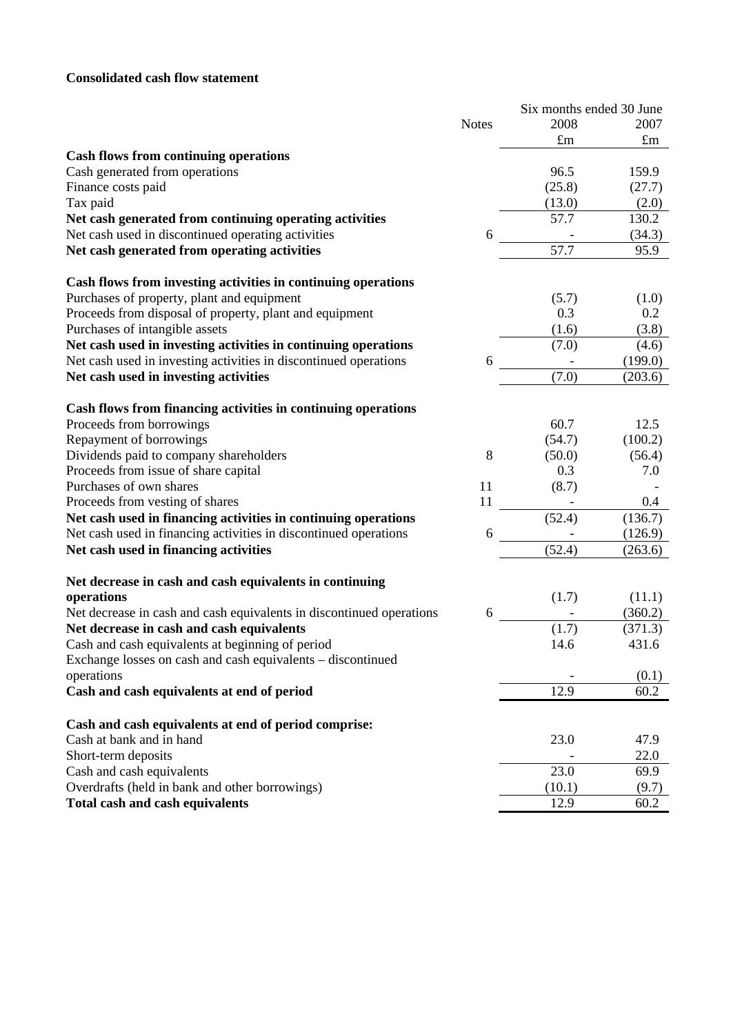**Consolidated cash flow statement**

| | Notes | Six months ended 30 June 2008 | 2007 |
|---|---|---|---|
| | | £m | £m |
| **Cash flows from continuing operations** | | | |
| Cash generated from operations | | 96.5 | 159.9 |
| Finance costs paid | | (25.8) | (27.7) |
| Tax paid | | (13.0) | (2.0) |
| **Net cash generated from continuing operating activities** | | 57.7 | 130.2 |
| Net cash used in discontinued operating activities | 6 | - | (34.3) |
| **Net cash generated from operating activities** | | 57.7 | 95.9 |
| | | | |
| **Cash flows from investing activities in continuing operations** | | | |
| Purchases of property, plant and equipment | | (5.7) | (1.0) |
| Proceeds from disposal of property, plant and equipment | | 0.3 | 0.2 |
| Purchases of intangible assets | | (1.6) | (3.8) |
| **Net cash used in investing activities in continuing operations** | | (7.0) | (4.6) |
| Net cash used in investing activities in discontinued operations | 6 | - | (199.0) |
| **Net cash used in investing activities** | | (7.0) | (203.6) |
| | | | |
| **Cash flows from financing activities in continuing operations** | | | |
| Proceeds from borrowings | | 60.7 | 12.5 |
| Repayment of borrowings | | (54.7) | (100.2) |
| Dividends paid to company shareholders | 8 | (50.0) | (56.4) |
| Proceeds from issue of share capital | | 0.3 | 7.0 |
| Purchases of own shares | 11 | (8.7) | - |
| Proceeds from vesting of shares | 11 | - | 0.4 |
| **Net cash used in financing activities in continuing operations** | | (52.4) | (136.7) |
| Net cash used in financing activities in discontinued operations | 6 | - | (126.9) |
| **Net cash used in financing activities** | | (52.4) | (263.6) |
| | | | |
| **Net decrease in cash and cash equivalents in continuing operations** | | (1.7) | (11.1) |
| Net decrease in cash and cash equivalents in discontinued operations | 6 | - | (360.2) |
| **Net decrease in cash and cash equivalents** | | (1.7) | (371.3) |
| Cash and cash equivalents at beginning of period | | 14.6 | 431.6 |
| Exchange losses on cash and cash equivalents – discontinued operations | | - | (0.1) |
| **Cash and cash equivalents at end of period** | | 12.9 | 60.2 |
| | | | |
| **Cash and cash equivalents at end of period comprise:** | | | |
| Cash at bank and in hand | | 23.0 | 47.9 |
| Short-term deposits | | - | 22.0 |
| Cash and cash equivalents | | 23.0 | 69.9 |
| Overdrafts (held in bank and other borrowings) | | (10.1) | (9.7) |
| **Total cash and cash equivalents** | | 12.9 | 60.2 |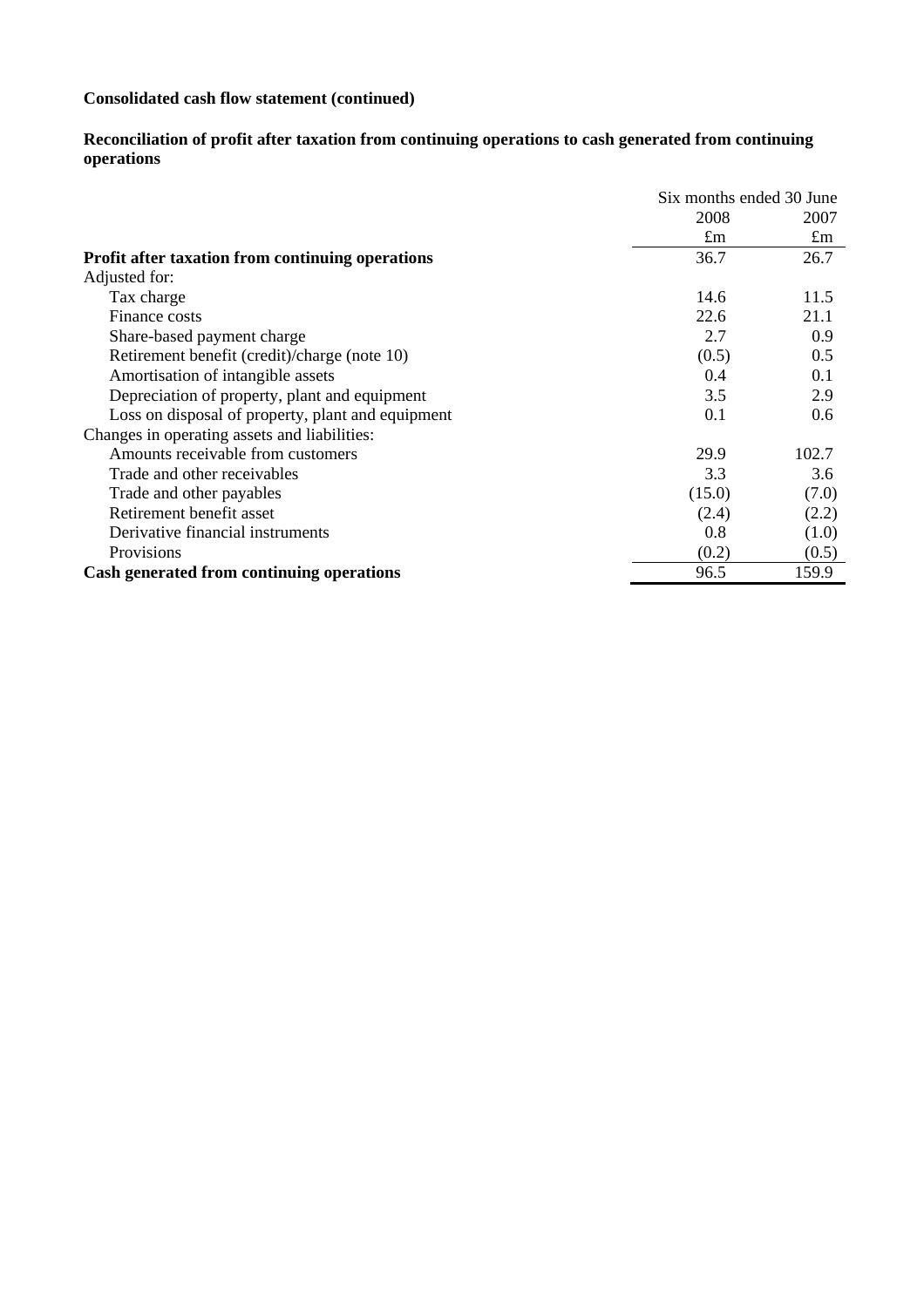**Consolidated cash flow statement (continued)**

**Reconciliation of profit after taxation from continuing operations to cash generated from continuing operations**

| | Six months ended 30 June | |
|---|---|---|
| | 2008 | 2007 |
| | £m | £m |
| **Profit after taxation from continuing operations** | 36.7 | 26.7 |
| Adjusted for: | | |
| Tax charge | 14.6 | 11.5 |
| Finance costs | 22.6 | 21.1 |
| Share-based payment charge | 2.7 | 0.9 |
| Retirement benefit (credit)/charge (note 10) | (0.5) | 0.5 |
| Amortisation of intangible assets | 0.4 | 0.1 |
| Depreciation of property, plant and equipment | 3.5 | 2.9 |
| Loss on disposal of property, plant and equipment | 0.1 | 0.6 |
| Changes in operating assets and liabilities: | | |
| Amounts receivable from customers | 29.9 | 102.7 |
| Trade and other receivables | 3.3 | 3.6 |
| Trade and other payables | (15.0) | (7.0) |
| Retirement benefit asset | (2.4) | (2.2) |
| Derivative financial instruments | 0.8 | (1.0) |
| Provisions | (0.2) | (0.5) |
| **Cash generated from continuing operations** | 96.5 | 159.9 |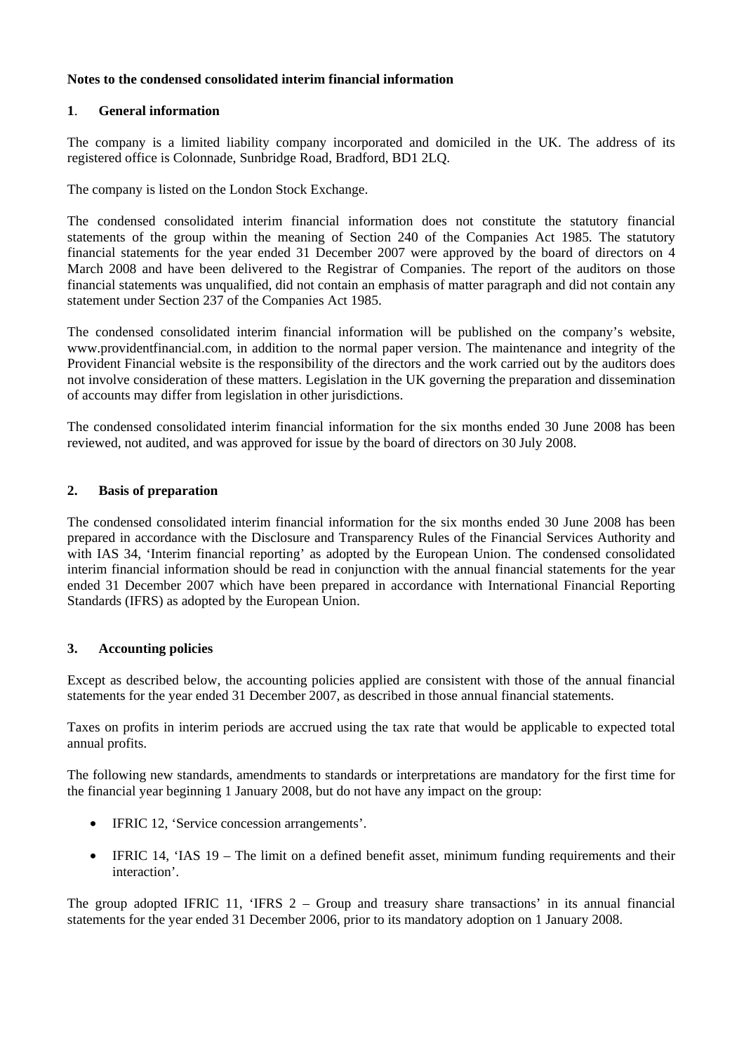**Notes to the condensed consolidated interim financial information**

**1. General information**

The company is a limited liability company incorporated and domiciled in the UK. The address of its registered office is Colonnade, Sunbridge Road, Bradford, BD1 2LQ.

The company is listed on the London Stock Exchange.

The condensed consolidated interim financial information does not constitute the statutory financial statements of the group within the meaning of Section 240 of the Companies Act 1985. The statutory financial statements for the year ended 31 December 2007 were approved by the board of directors on 4 March 2008 and have been delivered to the Registrar of Companies. The report of the auditors on those financial statements was unqualified, did not contain an emphasis of matter paragraph and did not contain any statement under Section 237 of the Companies Act 1985.

The condensed consolidated interim financial information will be published on the company's website, www.providentfinancial.com, in addition to the normal paper version. The maintenance and integrity of the Provident Financial website is the responsibility of the directors and the work carried out by the auditors does not involve consideration of these matters. Legislation in the UK governing the preparation and dissemination of accounts may differ from legislation in other jurisdictions.

The condensed consolidated interim financial information for the six months ended 30 June 2008 has been reviewed, not audited, and was approved for issue by the board of directors on 30 July 2008.

**2. Basis of preparation**

The condensed consolidated interim financial information for the six months ended 30 June 2008 has been prepared in accordance with the Disclosure and Transparency Rules of the Financial Services Authority and with IAS 34, 'Interim financial reporting' as adopted by the European Union. The condensed consolidated interim financial information should be read in conjunction with the annual financial statements for the year ended 31 December 2007 which have been prepared in accordance with International Financial Reporting Standards (IFRS) as adopted by the European Union.

**3. Accounting policies**

Except as described below, the accounting policies applied are consistent with those of the annual financial statements for the year ended 31 December 2007, as described in those annual financial statements.

Taxes on profits in interim periods are accrued using the tax rate that would be applicable to expected total annual profits.

The following new standards, amendments to standards or interpretations are mandatory for the first time for the financial year beginning 1 January 2008, but do not have any impact on the group:

- IFRIC 12, 'Service concession arrangements'.
- IFRIC 14, 'IAS 19 – The limit on a defined benefit asset, minimum funding requirements and their interaction'.

The group adopted IFRIC 11, 'IFRS 2 – Group and treasury share transactions' in its annual financial statements for the year ended 31 December 2006, prior to its mandatory adoption on 1 January 2008.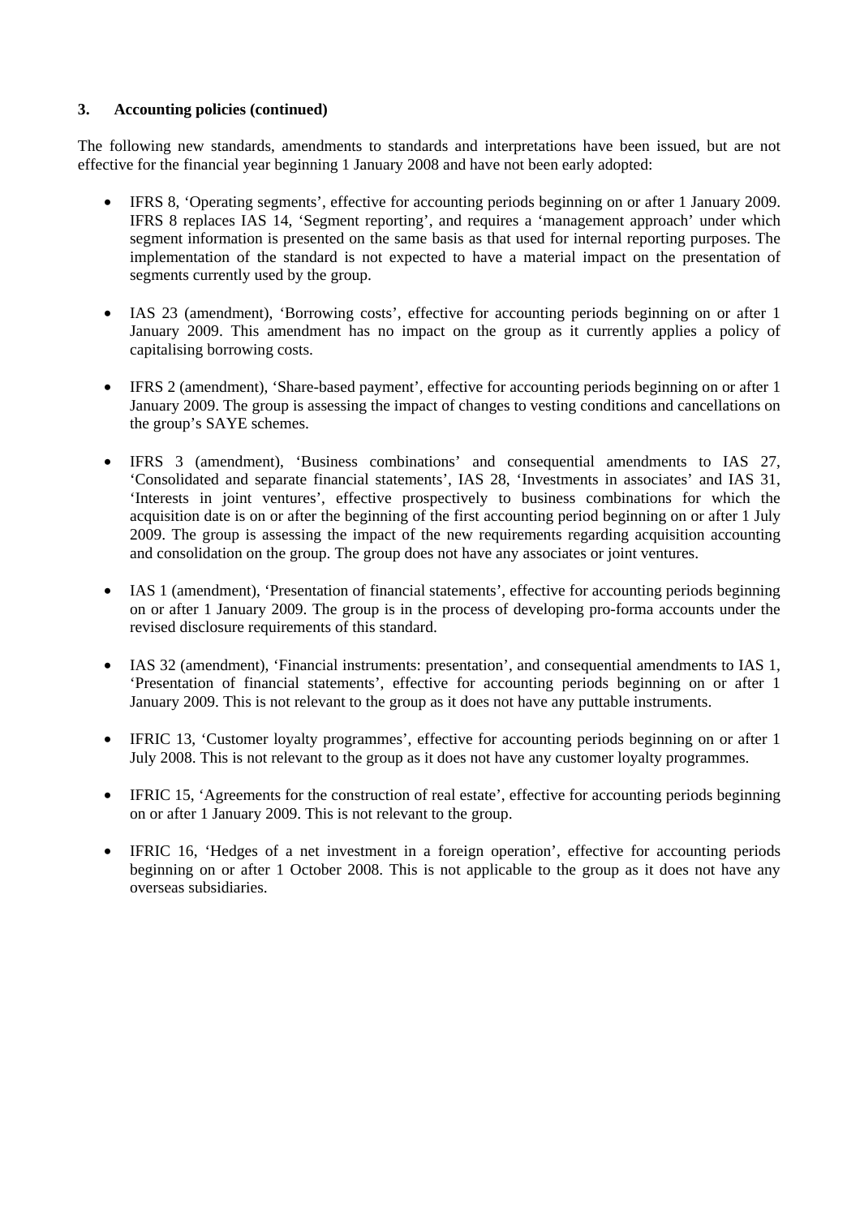### 3. Accounting policies (continued)

The following new standards, amendments to standards and interpretations have been issued, but are not effective for the financial year beginning 1 January 2008 and have not been early adopted:

- IFRS 8, 'Operating segments', effective for accounting periods beginning on or after 1 January 2009. IFRS 8 replaces IAS 14, 'Segment reporting', and requires a 'management approach' under which segment information is presented on the same basis as that used for internal reporting purposes. The implementation of the standard is not expected to have a material impact on the presentation of segments currently used by the group.

- IAS 23 (amendment), 'Borrowing costs', effective for accounting periods beginning on or after 1 January 2009. This amendment has no impact on the group as it currently applies a policy of capitalising borrowing costs.

- IFRS 2 (amendment), 'Share-based payment', effective for accounting periods beginning on or after 1 January 2009. The group is assessing the impact of changes to vesting conditions and cancellations on the group's SAYE schemes.

- IFRS 3 (amendment), 'Business combinations' and consequential amendments to IAS 27, 'Consolidated and separate financial statements', IAS 28, 'Investments in associates' and IAS 31, 'Interests in joint ventures', effective prospectively to business combinations for which the acquisition date is on or after the beginning of the first accounting period beginning on or after 1 July 2009. The group is assessing the impact of the new requirements regarding acquisition accounting and consolidation on the group. The group does not have any associates or joint ventures.

- IAS 1 (amendment), 'Presentation of financial statements', effective for accounting periods beginning on or after 1 January 2009. The group is in the process of developing pro-forma accounts under the revised disclosure requirements of this standard.

- IAS 32 (amendment), 'Financial instruments: presentation', and consequential amendments to IAS 1, 'Presentation of financial statements', effective for accounting periods beginning on or after 1 January 2009. This is not relevant to the group as it does not have any puttable instruments.

- IFRIC 13, 'Customer loyalty programmes', effective for accounting periods beginning on or after 1 July 2008. This is not relevant to the group as it does not have any customer loyalty programmes.

- IFRIC 15, 'Agreements for the construction of real estate', effective for accounting periods beginning on or after 1 January 2009. This is not relevant to the group.

- IFRIC 16, 'Hedges of a net investment in a foreign operation', effective for accounting periods beginning on or after 1 October 2008. This is not applicable to the group as it does not have any overseas subsidiaries.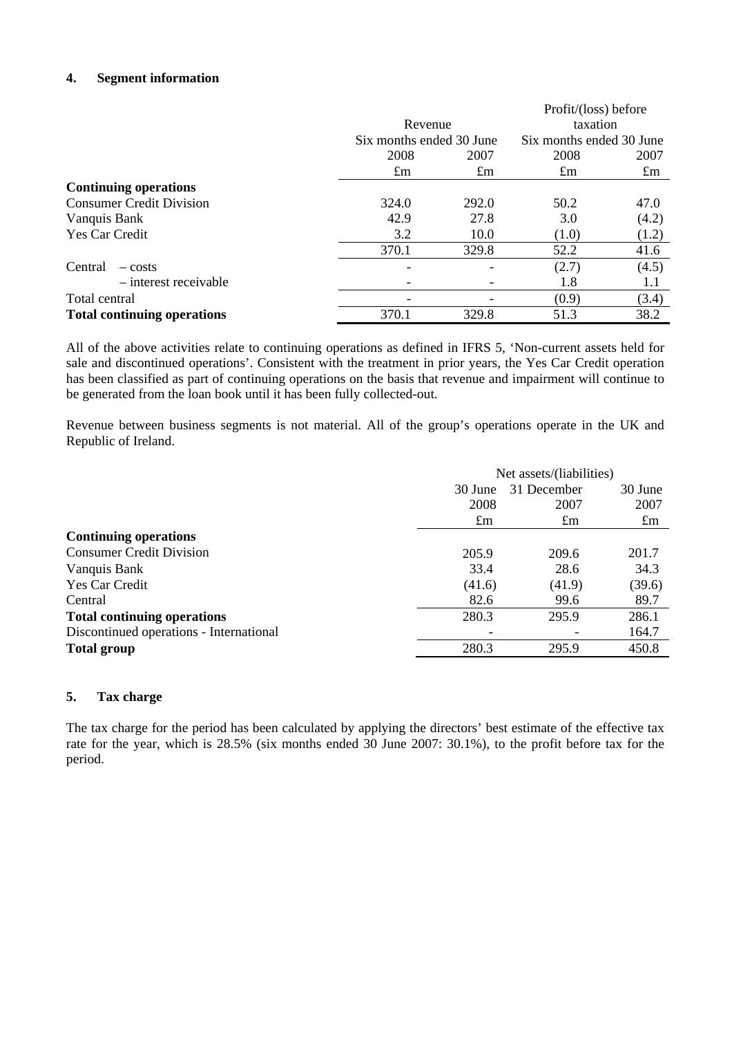## 4. Segment information

| | Revenue | | Profit/(loss) before taxation | |
|---|---|---|---|---|
| | Six months ended 30 June | | Six months ended 30 June | |
| | 2008 | 2007 | 2008 | 2007 |
| | £m | £m | £m | £m |
| **Continuing operations** | | | | |
| Consumer Credit Division | 324.0 | 292.0 | 50.2 | 47.0 |
| Vanquis Bank | 42.9 | 27.8 | 3.0 | (4.2) |
| Yes Car Credit | 3.2 | 10.0 | (1.0) | (1.2) |
| | 370.1 | 329.8 | 52.2 | 41.6 |
| Central – costs | - | - | (2.7) | (4.5) |
| – interest receivable | - | - | 1.8 | 1.1 |
| Total central | - | - | (0.9) | (3.4) |
| **Total continuing operations** | 370.1 | 329.8 | 51.3 | 38.2 |

All of the above activities relate to continuing operations as defined in IFRS 5, 'Non-current assets held for sale and discontinued operations'. Consistent with the treatment in prior years, the Yes Car Credit operation has been classified as part of continuing operations on the basis that revenue and impairment will continue to be generated from the loan book until it has been fully collected-out.

Revenue between business segments is not material. All of the group's operations operate in the UK and Republic of Ireland.

| | Net assets/(liabilities) | | |
|---|---|---|---|
| | 30 June 2008 | 31 December 2007 | 30 June 2007 |
| | £m | £m | £m |
| **Continuing operations** | | | |
| Consumer Credit Division | 205.9 | 209.6 | 201.7 |
| Vanquis Bank | 33.4 | 28.6 | 34.3 |
| Yes Car Credit | (41.6) | (41.9) | (39.6) |
| Central | 82.6 | 99.6 | 89.7 |
| **Total continuing operations** | 280.3 | 295.9 | 286.1 |
| Discontinued operations - International | - | - | 164.7 |
| **Total group** | 280.3 | 295.9 | 450.8 |

## 5. Tax charge

The tax charge for the period has been calculated by applying the directors' best estimate of the effective tax rate for the year, which is 28.5% (six months ended 30 June 2007: 30.1%), to the profit before tax for the period.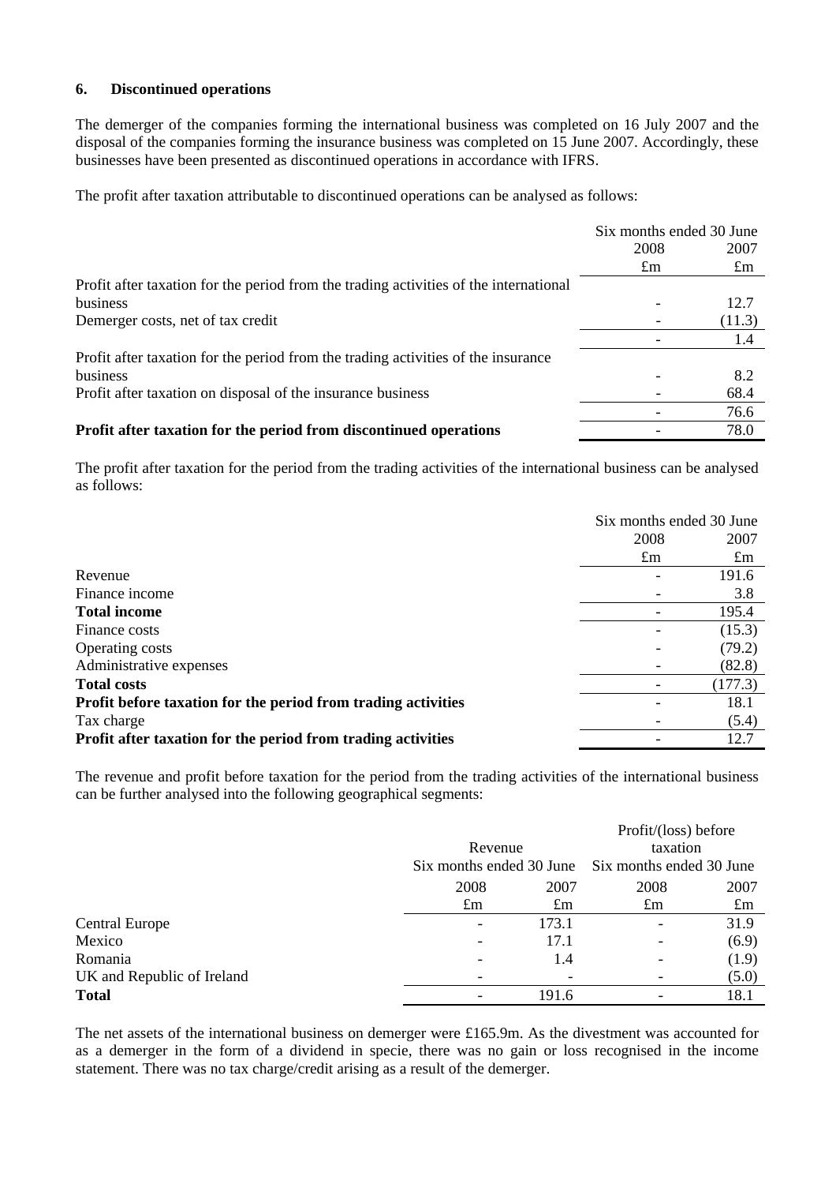## 6. Discontinued operations

The demerger of the companies forming the international business was completed on 16 July 2007 and the disposal of the companies forming the insurance business was completed on 15 June 2007. Accordingly, these businesses have been presented as discontinued operations in accordance with IFRS.

The profit after taxation attributable to discontinued operations can be analysed as follows:

| | Six months ended 30 June | |
|---|---|---|
| | 2008 | 2007 |
| | £m | £m |
| Profit after taxation for the period from the trading activities of the international business | - | 12.7 |
| Demerger costs, net of tax credit | - | (11.3) |
| | - | 1.4 |
| Profit after taxation for the period from the trading activities of the insurance business | - | 8.2 |
| Profit after taxation on disposal of the insurance business | - | 68.4 |
| | - | 76.6 |
| **Profit after taxation for the period from discontinued operations** | - | 78.0 |

The profit after taxation for the period from the trading activities of the international business can be analysed as follows:

| | Six months ended 30 June | |
|---|---|---|
| | 2008 | 2007 |
| | £m | £m |
| Revenue | - | 191.6 |
| Finance income | - | 3.8 |
| **Total income** | - | 195.4 |
| Finance costs | - | (15.3) |
| Operating costs | - | (79.2) |
| Administrative expenses | - | (82.8) |
| **Total costs** | - | (177.3) |
| **Profit before taxation for the period from trading activities** | - | 18.1 |
| Tax charge | - | (5.4) |
| **Profit after taxation for the period from trading activities** | - | 12.7 |

The revenue and profit before taxation for the period from the trading activities of the international business can be further analysed into the following geographical segments:

| | Revenue Six months ended 30 June | | Profit/(loss) before taxation Six months ended 30 June | |
|---|---|---|---|---|
| | 2008 | 2007 | 2008 | 2007 |
| | £m | £m | £m | £m |
| Central Europe | - | 173.1 | - | 31.9 |
| Mexico | - | 17.1 | - | (6.9) |
| Romania | - | 1.4 | - | (1.9) |
| UK and Republic of Ireland | - | - | - | (5.0) |
| **Total** | - | 191.6 | - | 18.1 |

The net assets of the international business on demerger were £165.9m. As the divestment was accounted for as a demerger in the form of a dividend in specie, there was no gain or loss recognised in the income statement. There was no tax charge/credit arising as a result of the demerger.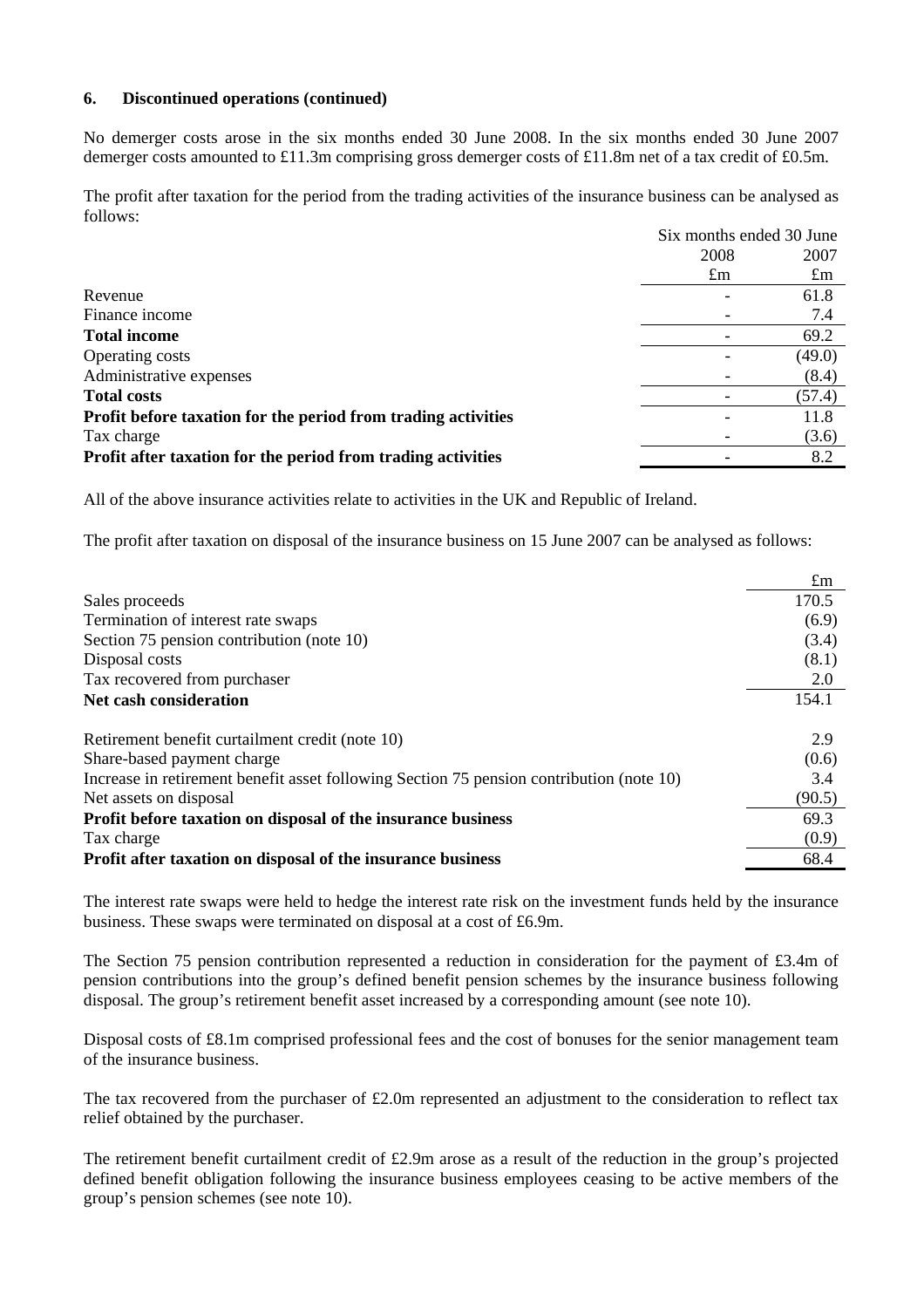**6. Discontinued operations (continued)**

No demerger costs arose in the six months ended 30 June 2008. In the six months ended 30 June 2007 demerger costs amounted to £11.3m comprising gross demerger costs of £11.8m net of a tax credit of £0.5m.

The profit after taxation for the period from the trading activities of the insurance business can be analysed as follows:

| | Six months ended 30 June | |
|---|---|---|
| | 2008 | 2007 |
| | £m | £m |
| Revenue | - | 61.8 |
| Finance income | - | 7.4 |
| **Total income** | - | 69.2 |
| Operating costs | - | (49.0) |
| Administrative expenses | - | (8.4) |
| **Total costs** | - | (57.4) |
| **Profit before taxation for the period from trading activities** | - | 11.8 |
| Tax charge | - | (3.6) |
| **Profit after taxation for the period from trading activities** | - | 8.2 |

All of the above insurance activities relate to activities in the UK and Republic of Ireland.

The profit after taxation on disposal of the insurance business on 15 June 2007 can be analysed as follows:

| | £m |
|---|---|
| Sales proceeds | 170.5 |
| Termination of interest rate swaps | (6.9) |
| Section 75 pension contribution (note 10) | (3.4) |
| Disposal costs | (8.1) |
| Tax recovered from purchaser | 2.0 |
| **Net cash consideration** | 154.1 |
| | |
| Retirement benefit curtailment credit (note 10) | 2.9 |
| Share-based payment charge | (0.6) |
| Increase in retirement benefit asset following Section 75 pension contribution (note 10) | 3.4 |
| Net assets on disposal | (90.5) |
| **Profit before taxation on disposal of the insurance business** | 69.3 |
| Tax charge | (0.9) |
| **Profit after taxation on disposal of the insurance business** | 68.4 |

The interest rate swaps were held to hedge the interest rate risk on the investment funds held by the insurance business. These swaps were terminated on disposal at a cost of £6.9m.

The Section 75 pension contribution represented a reduction in consideration for the payment of £3.4m of pension contributions into the group's defined benefit pension schemes by the insurance business following disposal. The group's retirement benefit asset increased by a corresponding amount (see note 10).

Disposal costs of £8.1m comprised professional fees and the cost of bonuses for the senior management team of the insurance business.

The tax recovered from the purchaser of £2.0m represented an adjustment to the consideration to reflect tax relief obtained by the purchaser.

The retirement benefit curtailment credit of £2.9m arose as a result of the reduction in the group's projected defined benefit obligation following the insurance business employees ceasing to be active members of the group's pension schemes (see note 10).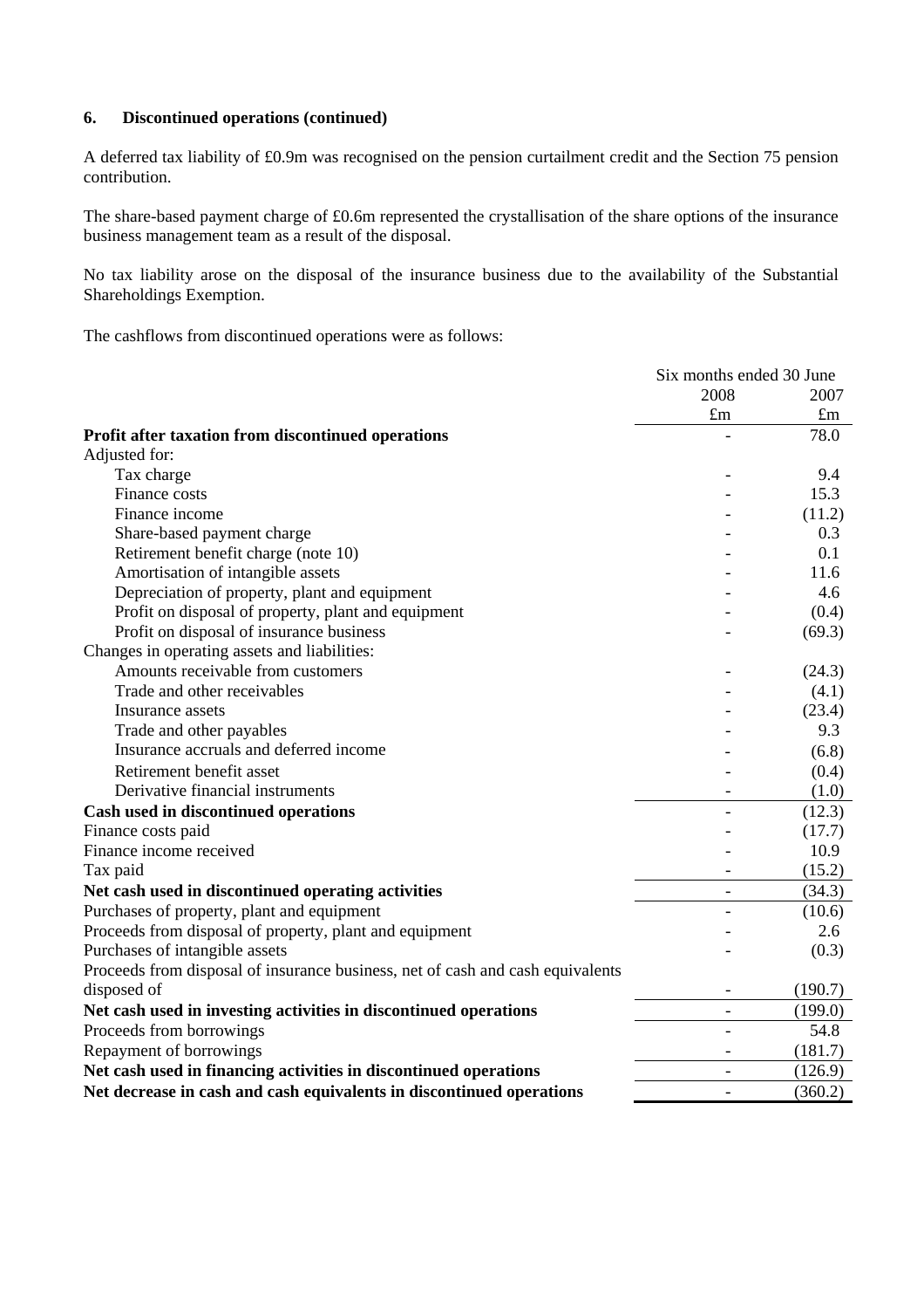**6. Discontinued operations (continued)**

A deferred tax liability of £0.9m was recognised on the pension curtailment credit and the Section 75 pension contribution.

The share-based payment charge of £0.6m represented the crystallisation of the share options of the insurance business management team as a result of the disposal.

No tax liability arose on the disposal of the insurance business due to the availability of the Substantial Shareholdings Exemption.

The cashflows from discontinued operations were as follows:

| | Six months ended 30 June | |
|---|---|---|
| | 2008 | 2007 |
| | £m | £m |
| **Profit after taxation from discontinued operations** | - | 78.0 |
| Adjusted for: | | |
| Tax charge | - | 9.4 |
| Finance costs | - | 15.3 |
| Finance income | - | (11.2) |
| Share-based payment charge | - | 0.3 |
| Retirement benefit charge (note 10) | - | 0.1 |
| Amortisation of intangible assets | - | 11.6 |
| Depreciation of property, plant and equipment | - | 4.6 |
| Profit on disposal of property, plant and equipment | - | (0.4) |
| Profit on disposal of insurance business | - | (69.3) |
| Changes in operating assets and liabilities: | | |
| Amounts receivable from customers | - | (24.3) |
| Trade and other receivables | - | (4.1) |
| Insurance assets | - | (23.4) |
| Trade and other payables | - | 9.3 |
| Insurance accruals and deferred income | - | (6.8) |
| Retirement benefit asset | - | (0.4) |
| Derivative financial instruments | - | (1.0) |
| **Cash used in discontinued operations** | - | (12.3) |
| Finance costs paid | - | (17.7) |
| Finance income received | - | 10.9 |
| Tax paid | - | (15.2) |
| **Net cash used in discontinued operating activities** | - | (34.3) |
| Purchases of property, plant and equipment | - | (10.6) |
| Proceeds from disposal of property, plant and equipment | - | 2.6 |
| Purchases of intangible assets | - | (0.3) |
| Proceeds from disposal of insurance business, net of cash and cash equivalents disposed of | - | (190.7) |
| **Net cash used in investing activities in discontinued operations** | - | (199.0) |
| Proceeds from borrowings | - | 54.8 |
| Repayment of borrowings | - | (181.7) |
| **Net cash used in financing activities in discontinued operations** | - | (126.9) |
| **Net decrease in cash and cash equivalents in discontinued operations** | - | (360.2) |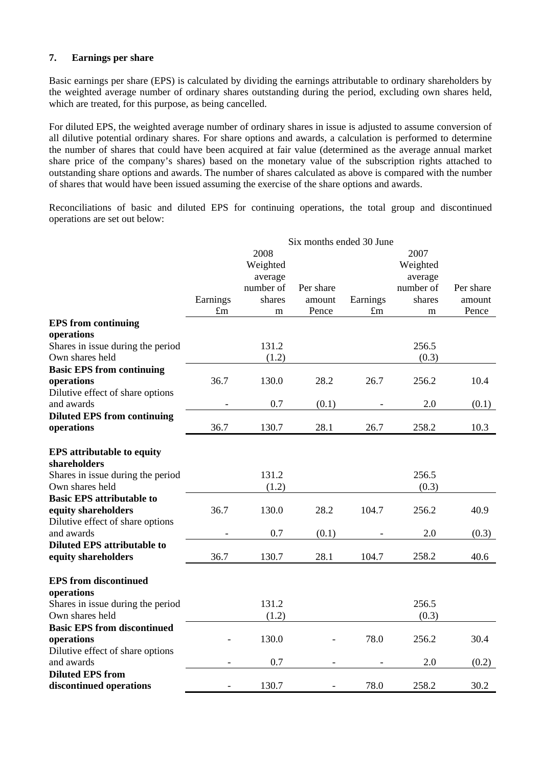### 7. Earnings per share

Basic earnings per share (EPS) is calculated by dividing the earnings attributable to ordinary shareholders by the weighted average number of ordinary shares outstanding during the period, excluding own shares held, which are treated, for this purpose, as being cancelled.

For diluted EPS, the weighted average number of ordinary shares in issue is adjusted to assume conversion of all dilutive potential ordinary shares. For share options and awards, a calculation is performed to determine the number of shares that could have been acquired at fair value (determined as the average annual market share price of the company's shares) based on the monetary value of the subscription rights attached to outstanding share options and awards. The number of shares calculated as above is compared with the number of shares that would have been issued assuming the exercise of the share options and awards.

Reconciliations of basic and diluted EPS for continuing operations, the total group and discontinued operations are set out below:

| | Six months ended 30 June | | | | | |
|---|---|---|---|---|---|---|
| | 2008 | | | 2007 | | |
| | Earnings £m | Weighted average number of shares m | Per share amount Pence | Earnings £m | Weighted average number of shares m | Per share amount Pence |
| **EPS from continuing operations** | | | | | | |
| Shares in issue during the period | | 131.2 | | | 256.5 | |
| Own shares held | | (1.2) | | | (0.3) | |
| **Basic EPS from continuing operations** | 36.7 | 130.0 | 28.2 | 26.7 | 256.2 | 10.4 |
| Dilutive effect of share options and awards | - | 0.7 | (0.1) | - | 2.0 | (0.1) |
| **Diluted EPS from continuing operations** | 36.7 | 130.7 | 28.1 | 26.7 | 258.2 | 10.3 |
| **EPS attributable to equity shareholders** | | | | | | |
| Shares in issue during the period | | 131.2 | | | 256.5 | |
| Own shares held | | (1.2) | | | (0.3) | |
| **Basic EPS attributable to equity shareholders** | 36.7 | 130.0 | 28.2 | 104.7 | 256.2 | 40.9 |
| Dilutive effect of share options and awards | - | 0.7 | (0.1) | - | 2.0 | (0.3) |
| **Diluted EPS attributable to equity shareholders** | 36.7 | 130.7 | 28.1 | 104.7 | 258.2 | 40.6 |
| **EPS from discontinued operations** | | | | | | |
| Shares in issue during the period | | 131.2 | | | 256.5 | |
| Own shares held | | (1.2) | | | (0.3) | |
| **Basic EPS from discontinued operations** | - | 130.0 | - | 78.0 | 256.2 | 30.4 |
| Dilutive effect of share options and awards | - | 0.7 | - | - | 2.0 | (0.2) |
| **Diluted EPS from discontinued operations** | - | 130.7 | - | 78.0 | 258.2 | 30.2 |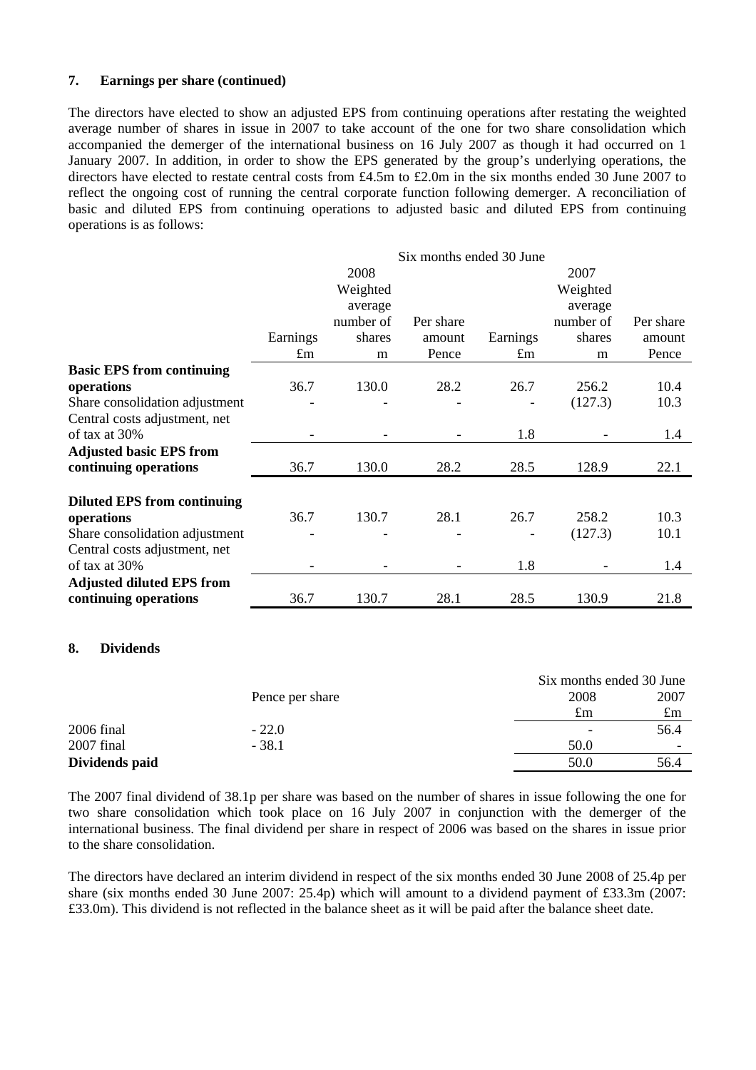### 7. Earnings per share (continued)

The directors have elected to show an adjusted EPS from continuing operations after restating the weighted average number of shares in issue in 2007 to take account of the one for two share consolidation which accompanied the demerger of the international business on 16 July 2007 as though it had occurred on 1 January 2007. In addition, in order to show the EPS generated by the group's underlying operations, the directors have elected to restate central costs from £4.5m to £2.0m in the six months ended 30 June 2007 to reflect the ongoing cost of running the central corporate function following demerger. A reconciliation of basic and diluted EPS from continuing operations to adjusted basic and diluted EPS from continuing operations is as follows:

| | Six months ended 30 June | | | | | |
|---|---|---|---|---|---|---|
| | | 2008 | | | 2007 | |
| | Earnings £m | Weighted average number of shares m | Per share amount Pence | Earnings £m | Weighted average number of shares m | Per share amount Pence |
| **Basic EPS from continuing operations** | 36.7 | 130.0 | 28.2 | 26.7 | 256.2 | 10.4 |
| Share consolidation adjustment | - | - | - | - | (127.3) | 10.3 |
| Central costs adjustment, net of tax at 30% | - | - | - | 1.8 | - | 1.4 |
| **Adjusted basic EPS from continuing operations** | 36.7 | 130.0 | 28.2 | 28.5 | 128.9 | 22.1 |
| | | | | | | |
| **Diluted EPS from continuing operations** | 36.7 | 130.7 | 28.1 | 26.7 | 258.2 | 10.3 |
| Share consolidation adjustment | - | - | - | - | (127.3) | 10.1 |
| Central costs adjustment, net of tax at 30% | - | - | - | 1.8 | - | 1.4 |
| **Adjusted diluted EPS from continuing operations** | 36.7 | 130.7 | 28.1 | 28.5 | 130.9 | 21.8 |

### 8. Dividends

| | | Six months ended 30 June | |
|---|---|---|---|
| | Pence per share | 2008 £m | 2007 £m |
| 2006 final | - 22.0 | - | 56.4 |
| 2007 final | - 38.1 | 50.0 | - |
| **Dividends paid** | | 50.0 | 56.4 |

The 2007 final dividend of 38.1p per share was based on the number of shares in issue following the one for two share consolidation which took place on 16 July 2007 in conjunction with the demerger of the international business. The final dividend per share in respect of 2006 was based on the shares in issue prior to the share consolidation.

The directors have declared an interim dividend in respect of the six months ended 30 June 2008 of 25.4p per share (six months ended 30 June 2007: 25.4p) which will amount to a dividend payment of £33.3m (2007: £33.0m). This dividend is not reflected in the balance sheet as it will be paid after the balance sheet date.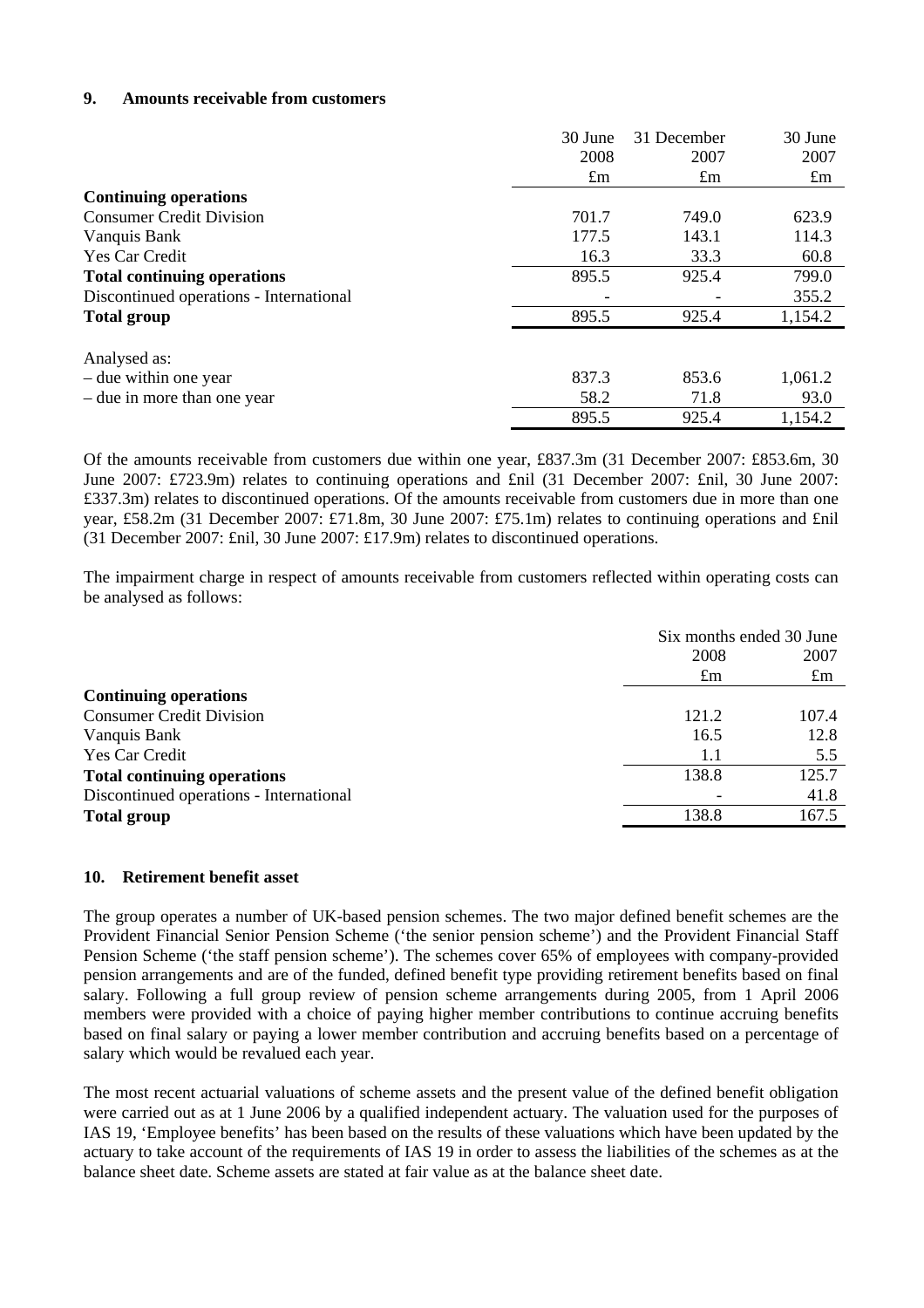## 9. Amounts receivable from customers

| | 30 June 2008 £m | 31 December 2007 £m | 30 June 2007 £m |
|---|---|---|---|
| **Continuing operations** | | | |
| Consumer Credit Division | 701.7 | 749.0 | 623.9 |
| Vanquis Bank | 177.5 | 143.1 | 114.3 |
| Yes Car Credit | 16.3 | 33.3 | 60.8 |
| **Total continuing operations** | 895.5 | 925.4 | 799.0 |
| Discontinued operations - International | - | - | 355.2 |
| **Total group** | 895.5 | 925.4 | 1,154.2 |
| | | | |
| Analysed as: | | | |
| – due within one year | 837.3 | 853.6 | 1,061.2 |
| – due in more than one year | 58.2 | 71.8 | 93.0 |
| | 895.5 | 925.4 | 1,154.2 |

Of the amounts receivable from customers due within one year, £837.3m (31 December 2007: £853.6m, 30 June 2007: £723.9m) relates to continuing operations and £nil (31 December 2007: £nil, 30 June 2007: £337.3m) relates to discontinued operations. Of the amounts receivable from customers due in more than one year, £58.2m (31 December 2007: £71.8m, 30 June 2007: £75.1m) relates to continuing operations and £nil (31 December 2007: £nil, 30 June 2007: £17.9m) relates to discontinued operations.

The impairment charge in respect of amounts receivable from customers reflected within operating costs can be analysed as follows:

| | Six months ended 30 June 2008 £m | Six months ended 30 June 2007 £m |
|---|---|---|
| **Continuing operations** | | |
| Consumer Credit Division | 121.2 | 107.4 |
| Vanquis Bank | 16.5 | 12.8 |
| Yes Car Credit | 1.1 | 5.5 |
| **Total continuing operations** | 138.8 | 125.7 |
| Discontinued operations - International | - | 41.8 |
| **Total group** | 138.8 | 167.5 |

## 10. Retirement benefit asset

The group operates a number of UK-based pension schemes. The two major defined benefit schemes are the Provident Financial Senior Pension Scheme ('the senior pension scheme') and the Provident Financial Staff Pension Scheme ('the staff pension scheme'). The schemes cover 65% of employees with company-provided pension arrangements and are of the funded, defined benefit type providing retirement benefits based on final salary. Following a full group review of pension scheme arrangements during 2005, from 1 April 2006 members were provided with a choice of paying higher member contributions to continue accruing benefits based on final salary or paying a lower member contribution and accruing benefits based on a percentage of salary which would be revalued each year.

The most recent actuarial valuations of scheme assets and the present value of the defined benefit obligation were carried out as at 1 June 2006 by a qualified independent actuary. The valuation used for the purposes of IAS 19, 'Employee benefits' has been based on the results of these valuations which have been updated by the actuary to take account of the requirements of IAS 19 in order to assess the liabilities of the schemes as at the balance sheet date. Scheme assets are stated at fair value as at the balance sheet date.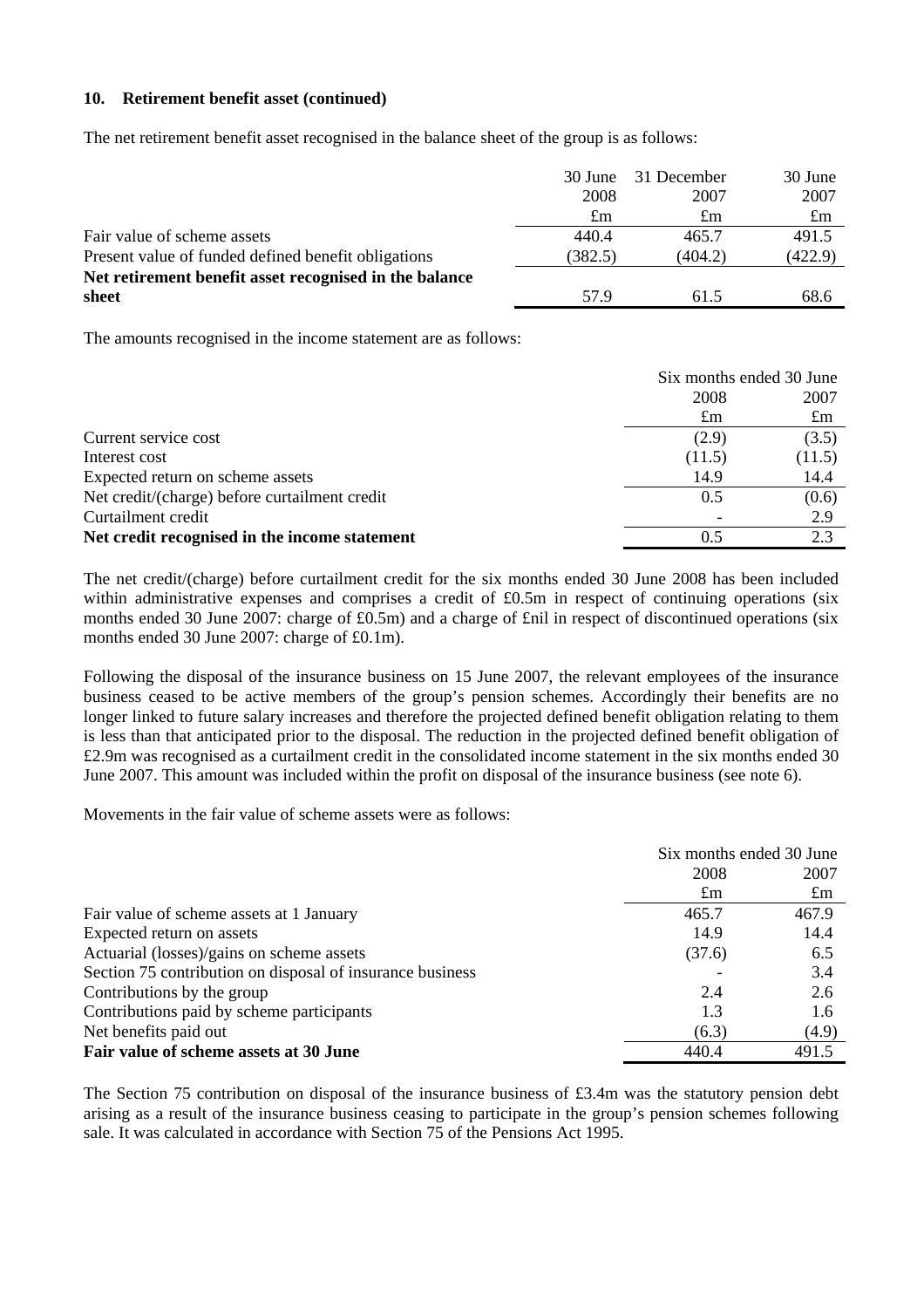**10. Retirement benefit asset (continued)**

The net retirement benefit asset recognised in the balance sheet of the group is as follows:

| | 30 June 2008 | 31 December 2007 | 30 June 2007 |
|---|---|---|---|
| | £m | £m | £m |
| Fair value of scheme assets | 440.4 | 465.7 | 491.5 |
| Present value of funded defined benefit obligations | (382.5) | (404.2) | (422.9) |
| **Net retirement benefit asset recognised in the balance sheet** | 57.9 | 61.5 | 68.6 |

The amounts recognised in the income statement are as follows:

| | Six months ended 30 June | |
|---|---|---|
| | 2008 | 2007 |
| | £m | £m |
| Current service cost | (2.9) | (3.5) |
| Interest cost | (11.5) | (11.5) |
| Expected return on scheme assets | 14.9 | 14.4 |
| Net credit/(charge) before curtailment credit | 0.5 | (0.6) |
| Curtailment credit | - | 2.9 |
| **Net credit recognised in the income statement** | 0.5 | 2.3 |

The net credit/(charge) before curtailment credit for the six months ended 30 June 2008 has been included within administrative expenses and comprises a credit of £0.5m in respect of continuing operations (six months ended 30 June 2007: charge of £0.5m) and a charge of £nil in respect of discontinued operations (six months ended 30 June 2007: charge of £0.1m).

Following the disposal of the insurance business on 15 June 2007, the relevant employees of the insurance business ceased to be active members of the group's pension schemes. Accordingly their benefits are no longer linked to future salary increases and therefore the projected defined benefit obligation relating to them is less than that anticipated prior to the disposal. The reduction in the projected defined benefit obligation of £2.9m was recognised as a curtailment credit in the consolidated income statement in the six months ended 30 June 2007. This amount was included within the profit on disposal of the insurance business (see note 6).

Movements in the fair value of scheme assets were as follows:

| | Six months ended 30 June | |
|---|---|---|
| | 2008 | 2007 |
| | £m | £m |
| Fair value of scheme assets at 1 January | 465.7 | 467.9 |
| Expected return on assets | 14.9 | 14.4 |
| Actuarial (losses)/gains on scheme assets | (37.6) | 6.5 |
| Section 75 contribution on disposal of insurance business | - | 3.4 |
| Contributions by the group | 2.4 | 2.6 |
| Contributions paid by scheme participants | 1.3 | 1.6 |
| Net benefits paid out | (6.3) | (4.9) |
| **Fair value of scheme assets at 30 June** | 440.4 | 491.5 |

The Section 75 contribution on disposal of the insurance business of £3.4m was the statutory pension debt arising as a result of the insurance business ceasing to participate in the group's pension schemes following sale. It was calculated in accordance with Section 75 of the Pensions Act 1995.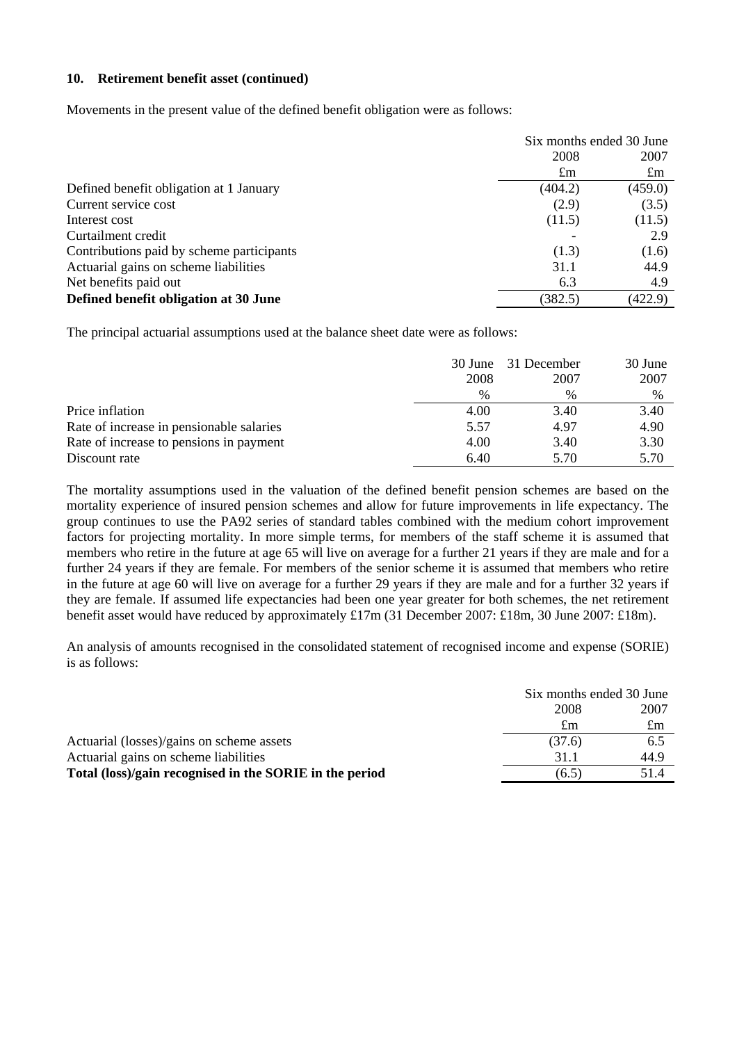**10. Retirement benefit asset (continued)**

Movements in the present value of the defined benefit obligation were as follows:

| | Six months ended 30 June | |
|---|---|---|
| | 2008 | 2007 |
| | £m | £m |
| Defined benefit obligation at 1 January | (404.2) | (459.0) |
| Current service cost | (2.9) | (3.5) |
| Interest cost | (11.5) | (11.5) |
| Curtailment credit | - | 2.9 |
| Contributions paid by scheme participants | (1.3) | (1.6) |
| Actuarial gains on scheme liabilities | 31.1 | 44.9 |
| Net benefits paid out | 6.3 | 4.9 |
| **Defined benefit obligation at 30 June** | (382.5) | (422.9) |

The principal actuarial assumptions used at the balance sheet date were as follows:

| | 30 June 2008 | 31 December 2007 | 30 June 2007 |
|---|---|---|---|
| | % | % | % |
| Price inflation | 4.00 | 3.40 | 3.40 |
| Rate of increase in pensionable salaries | 5.57 | 4.97 | 4.90 |
| Rate of increase to pensions in payment | 4.00 | 3.40 | 3.30 |
| Discount rate | 6.40 | 5.70 | 5.70 |

The mortality assumptions used in the valuation of the defined benefit pension schemes are based on the mortality experience of insured pension schemes and allow for future improvements in life expectancy. The group continues to use the PA92 series of standard tables combined with the medium cohort improvement factors for projecting mortality. In more simple terms, for members of the staff scheme it is assumed that members who retire in the future at age 65 will live on average for a further 21 years if they are male and for a further 24 years if they are female. For members of the senior scheme it is assumed that members who retire in the future at age 60 will live on average for a further 29 years if they are male and for a further 32 years if they are female. If assumed life expectancies had been one year greater for both schemes, the net retirement benefit asset would have reduced by approximately £17m (31 December 2007: £18m, 30 June 2007: £18m).

An analysis of amounts recognised in the consolidated statement of recognised income and expense (SORIE) is as follows:

| | Six months ended 30 June | |
|---|---|---|
| | 2008 | 2007 |
| | £m | £m |
| Actuarial (losses)/gains on scheme assets | (37.6) | 6.5 |
| Actuarial gains on scheme liabilities | 31.1 | 44.9 |
| **Total (loss)/gain recognised in the SORIE in the period** | (6.5) | 51.4 |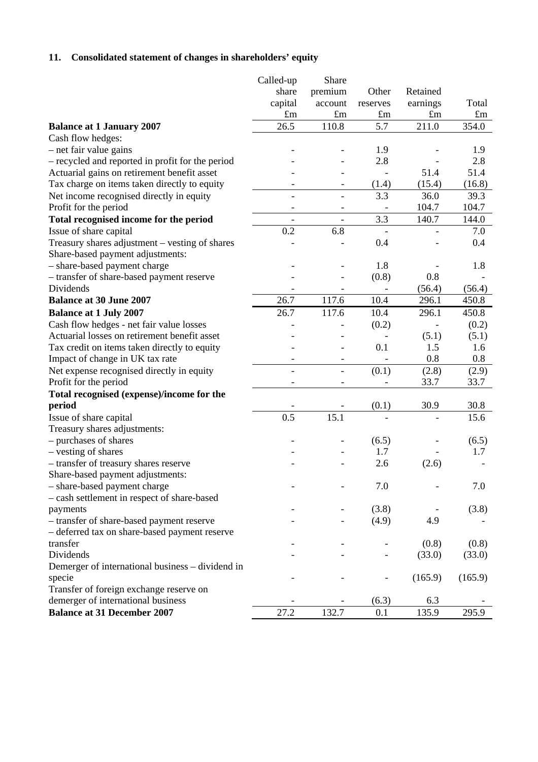## 11. Consolidated statement of changes in shareholders' equity

| | Called-up share capital £m | Share premium account £m | Other reserves £m | Retained earnings £m | Total £m |
|---|---|---|---|---|---|
| **Balance at 1 January 2007** | 26.5 | 110.8 | 5.7 | 211.0 | 354.0 |
| Cash flow hedges: | | | | | |
| – net fair value gains | - | - | 1.9 | - | 1.9 |
| – recycled and reported in profit for the period | - | - | 2.8 | - | 2.8 |
| Actuarial gains on retirement benefit asset | - | - | - | 51.4 | 51.4 |
| Tax charge on items taken directly to equity | - | - | (1.4) | (15.4) | (16.8) |
| Net income recognised directly in equity | - | - | 3.3 | 36.0 | 39.3 |
| Profit for the period | - | - | - | 104.7 | 104.7 |
| **Total recognised income for the period** | - | - | 3.3 | 140.7 | 144.0 |
| Issue of share capital | 0.2 | 6.8 | - | - | 7.0 |
| Treasury shares adjustment – vesting of shares | - | - | 0.4 | - | 0.4 |
| Share-based payment adjustments: | | | | | |
| – share-based payment charge | - | - | 1.8 | - | 1.8 |
| – transfer of share-based payment reserve | - | - | (0.8) | 0.8 | - |
| Dividends | - | - | - | (56.4) | (56.4) |
| **Balance at 30 June 2007** | 26.7 | 117.6 | 10.4 | 296.1 | 450.8 |
| **Balance at 1 July 2007** | 26.7 | 117.6 | 10.4 | 296.1 | 450.8 |
| Cash flow hedges - net fair value losses | - | - | (0.2) | - | (0.2) |
| Actuarial losses on retirement benefit asset | - | - | - | (5.1) | (5.1) |
| Tax credit on items taken directly to equity | - | - | 0.1 | 1.5 | 1.6 |
| Impact of change in UK tax rate | - | - | - | 0.8 | 0.8 |
| Net expense recognised directly in equity | - | - | (0.1) | (2.8) | (2.9) |
| Profit for the period | - | - | - | 33.7 | 33.7 |
| **Total recognised (expense)/income for the period** | - | - | (0.1) | 30.9 | 30.8 |
| Issue of share capital | 0.5 | 15.1 | - | - | 15.6 |
| Treasury shares adjustments: | | | | | |
| – purchases of shares | - | - | (6.5) | - | (6.5) |
| – vesting of shares | - | - | 1.7 | - | 1.7 |
| – transfer of treasury shares reserve | - | - | 2.6 | (2.6) | - |
| Share-based payment adjustments: | | | | | |
| – share-based payment charge | - | - | 7.0 | - | 7.0 |
| – cash settlement in respect of share-based payments | - | - | (3.8) | - | (3.8) |
| – transfer of share-based payment reserve | - | - | (4.9) | 4.9 | - |
| – deferred tax on share-based payment reserve transfer | - | - | - | (0.8) | (0.8) |
| Dividends | - | - | - | (33.0) | (33.0) |
| Demerger of international business – dividend in specie | - | - | - | (165.9) | (165.9) |
| Transfer of foreign exchange reserve on demerger of international business | - | - | (6.3) | 6.3 | - |
| **Balance at 31 December 2007** | 27.2 | 132.7 | 0.1 | 135.9 | 295.9 |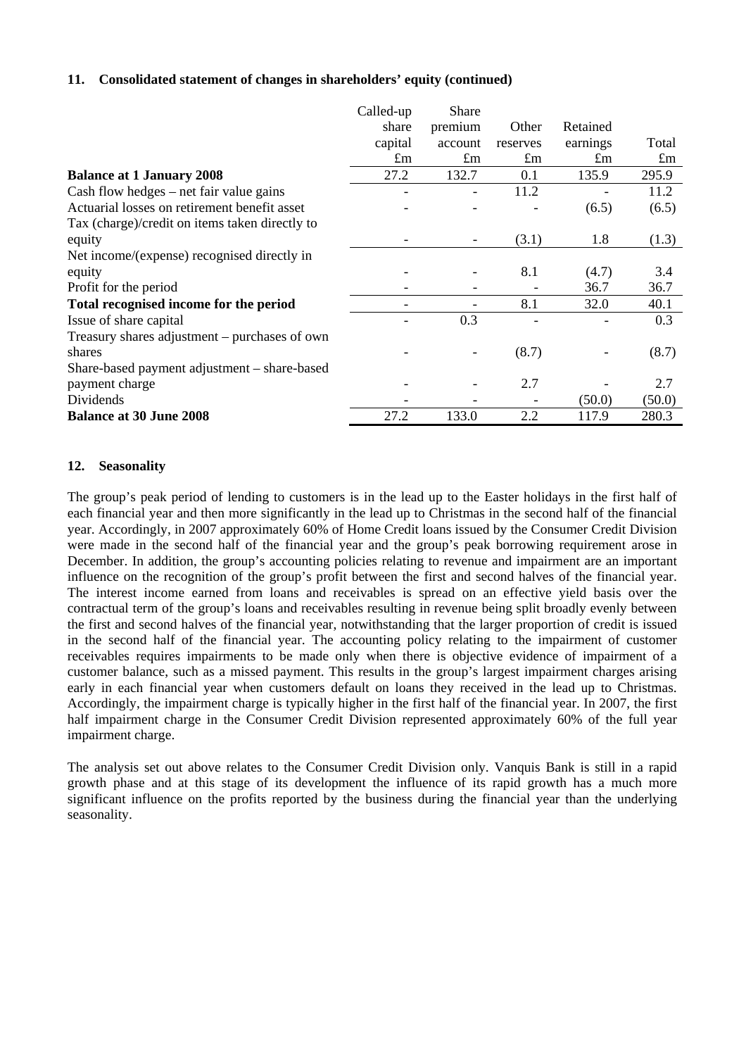## 11. Consolidated statement of changes in shareholders' equity (continued)

| | Called-up share capital £m | Share premium account £m | Other reserves £m | Retained earnings £m | Total £m |
|---|---|---|---|---|---|
| **Balance at 1 January 2008** | 27.2 | 132.7 | 0.1 | 135.9 | 295.9 |
| Cash flow hedges – net fair value gains | - | - | 11.2 | - | 11.2 |
| Actuarial losses on retirement benefit asset | - | - | - | (6.5) | (6.5) |
| Tax (charge)/credit on items taken directly to equity | - | - | (3.1) | 1.8 | (1.3) |
| Net income/(expense) recognised directly in equity | - | - | 8.1 | (4.7) | 3.4 |
| Profit for the period | - | - | - | 36.7 | 36.7 |
| **Total recognised income for the period** | - | - | 8.1 | 32.0 | 40.1 |
| Issue of share capital | - | 0.3 | - | - | 0.3 |
| Treasury shares adjustment – purchases of own shares | - | - | (8.7) | - | (8.7) |
| Share-based payment adjustment – share-based payment charge | - | - | 2.7 | - | 2.7 |
| Dividends | - | - | - | (50.0) | (50.0) |
| **Balance at 30 June 2008** | 27.2 | 133.0 | 2.2 | 117.9 | 280.3 |

## 12. Seasonality

The group's peak period of lending to customers is in the lead up to the Easter holidays in the first half of each financial year and then more significantly in the lead up to Christmas in the second half of the financial year. Accordingly, in 2007 approximately 60% of Home Credit loans issued by the Consumer Credit Division were made in the second half of the financial year and the group's peak borrowing requirement arose in December. In addition, the group's accounting policies relating to revenue and impairment are an important influence on the recognition of the group's profit between the first and second halves of the financial year. The interest income earned from loans and receivables is spread on an effective yield basis over the contractual term of the group's loans and receivables resulting in revenue being split broadly evenly between the first and second halves of the financial year, notwithstanding that the larger proportion of credit is issued in the second half of the financial year. The accounting policy relating to the impairment of customer receivables requires impairments to be made only when there is objective evidence of impairment of a customer balance, such as a missed payment. This results in the group's largest impairment charges arising early in each financial year when customers default on loans they received in the lead up to Christmas. Accordingly, the impairment charge is typically higher in the first half of the financial year. In 2007, the first half impairment charge in the Consumer Credit Division represented approximately 60% of the full year impairment charge.

The analysis set out above relates to the Consumer Credit Division only. Vanquis Bank is still in a rapid growth phase and at this stage of its development the influence of its rapid growth has a much more significant influence on the profits reported by the business during the financial year than the underlying seasonality.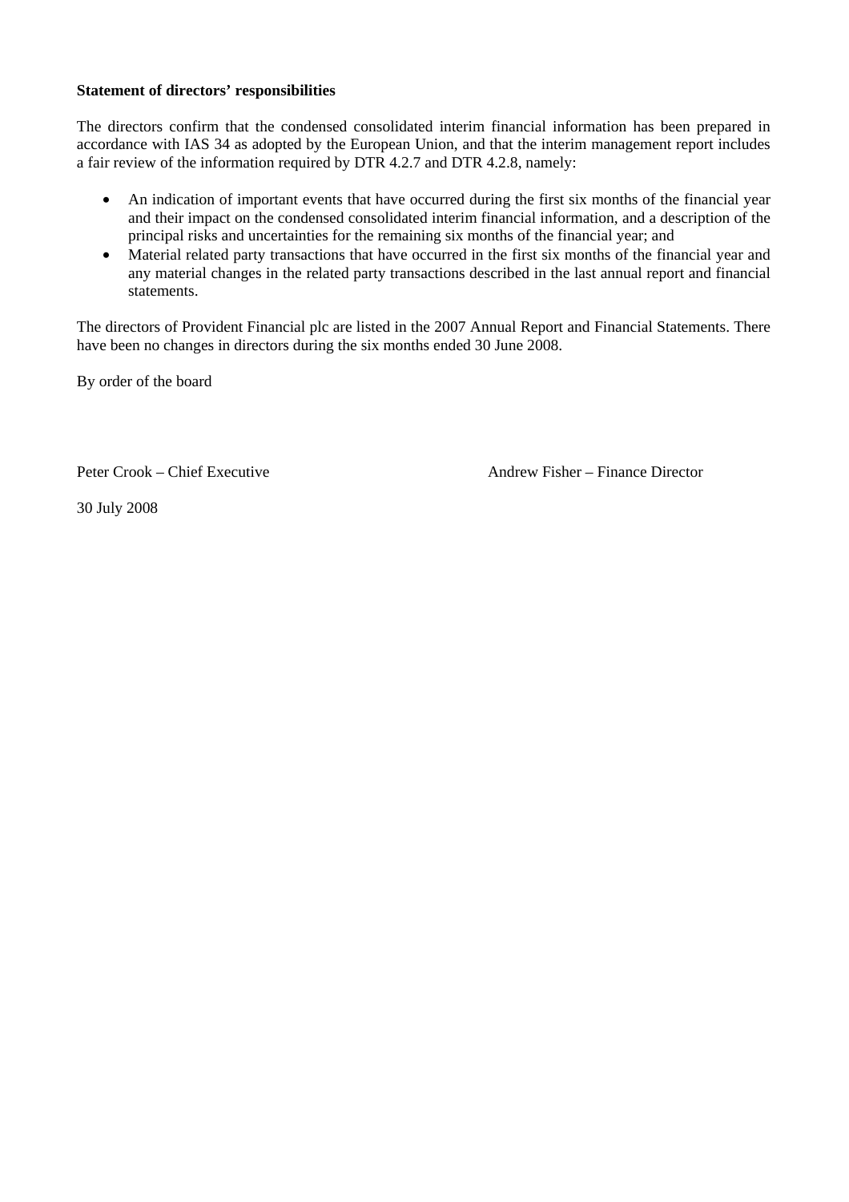**Statement of directors' responsibilities**

The directors confirm that the condensed consolidated interim financial information has been prepared in accordance with IAS 34 as adopted by the European Union, and that the interim management report includes a fair review of the information required by DTR 4.2.7 and DTR 4.2.8, namely:

- An indication of important events that have occurred during the first six months of the financial year and their impact on the condensed consolidated interim financial information, and a description of the principal risks and uncertainties for the remaining six months of the financial year; and
- Material related party transactions that have occurred in the first six months of the financial year and any material changes in the related party transactions described in the last annual report and financial statements.

The directors of Provident Financial plc are listed in the 2007 Annual Report and Financial Statements. There have been no changes in directors during the six months ended 30 June 2008.

By order of the board

Peter Crook – Chief Executive

Andrew Fisher – Finance Director

30 July 2008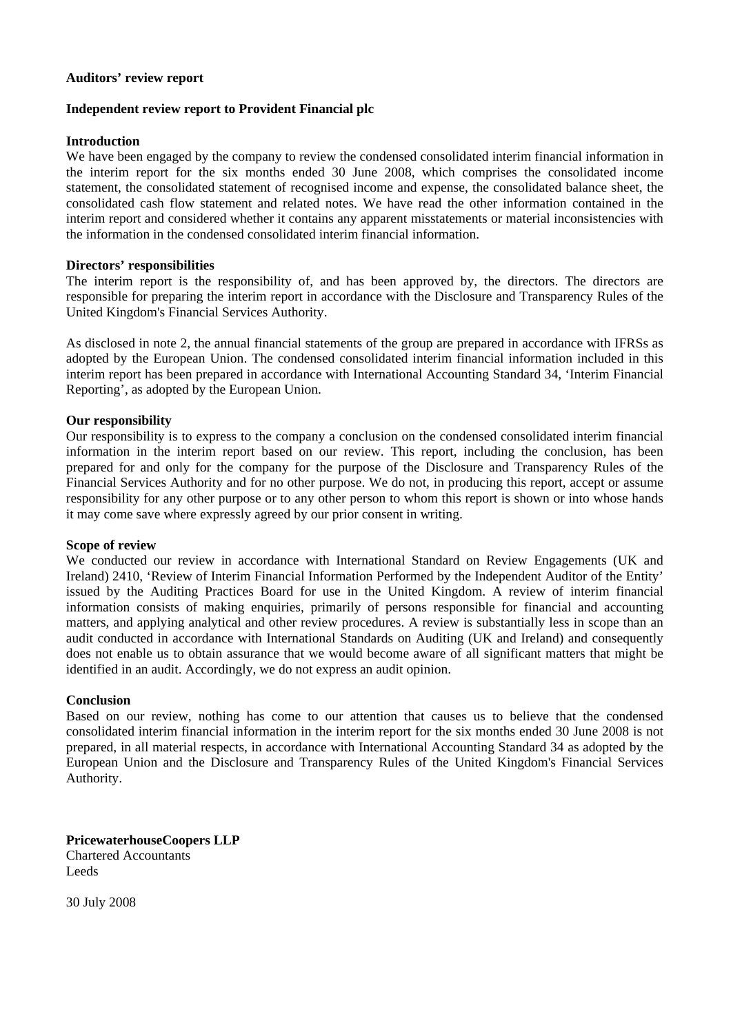## Auditors' review report

## Independent review report to Provident Financial plc

### Introduction

We have been engaged by the company to review the condensed consolidated interim financial information in the interim report for the six months ended 30 June 2008, which comprises the consolidated income statement, the consolidated statement of recognised income and expense, the consolidated balance sheet, the consolidated cash flow statement and related notes. We have read the other information contained in the interim report and considered whether it contains any apparent misstatements or material inconsistencies with the information in the condensed consolidated interim financial information.

### Directors' responsibilities

The interim report is the responsibility of, and has been approved by, the directors. The directors are responsible for preparing the interim report in accordance with the Disclosure and Transparency Rules of the United Kingdom's Financial Services Authority.

As disclosed in note 2, the annual financial statements of the group are prepared in accordance with IFRSs as adopted by the European Union. The condensed consolidated interim financial information included in this interim report has been prepared in accordance with International Accounting Standard 34, 'Interim Financial Reporting', as adopted by the European Union.

### Our responsibility

Our responsibility is to express to the company a conclusion on the condensed consolidated interim financial information in the interim report based on our review. This report, including the conclusion, has been prepared for and only for the company for the purpose of the Disclosure and Transparency Rules of the Financial Services Authority and for no other purpose. We do not, in producing this report, accept or assume responsibility for any other purpose or to any other person to whom this report is shown or into whose hands it may come save where expressly agreed by our prior consent in writing.

### Scope of review

We conducted our review in accordance with International Standard on Review Engagements (UK and Ireland) 2410, 'Review of Interim Financial Information Performed by the Independent Auditor of the Entity' issued by the Auditing Practices Board for use in the United Kingdom. A review of interim financial information consists of making enquiries, primarily of persons responsible for financial and accounting matters, and applying analytical and other review procedures. A review is substantially less in scope than an audit conducted in accordance with International Standards on Auditing (UK and Ireland) and consequently does not enable us to obtain assurance that we would become aware of all significant matters that might be identified in an audit. Accordingly, we do not express an audit opinion.

### Conclusion

Based on our review, nothing has come to our attention that causes us to believe that the condensed consolidated interim financial information in the interim report for the six months ended 30 June 2008 is not prepared, in all material respects, in accordance with International Accounting Standard 34 as adopted by the European Union and the Disclosure and Transparency Rules of the United Kingdom's Financial Services Authority.

**PricewaterhouseCoopers LLP**
Chartered Accountants
Leeds

30 July 2008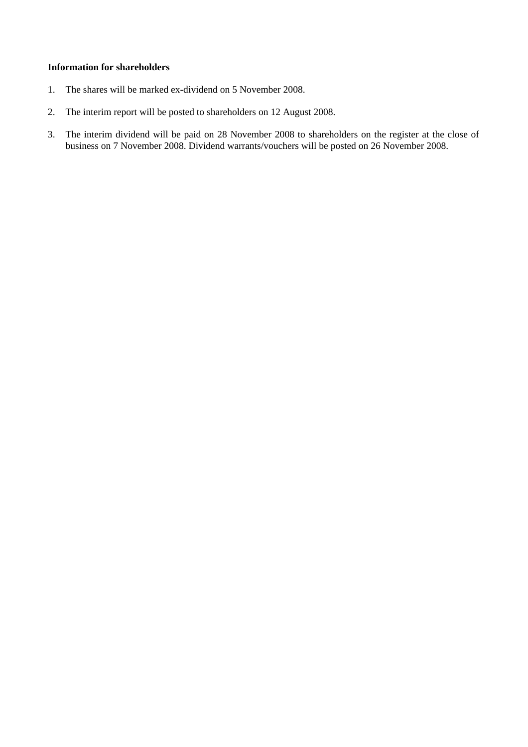**Information for shareholders**

1. The shares will be marked ex-dividend on 5 November 2008.

2. The interim report will be posted to shareholders on 12 August 2008.

3. The interim dividend will be paid on 28 November 2008 to shareholders on the register at the close of business on 7 November 2008. Dividend warrants/vouchers will be posted on 26 November 2008.